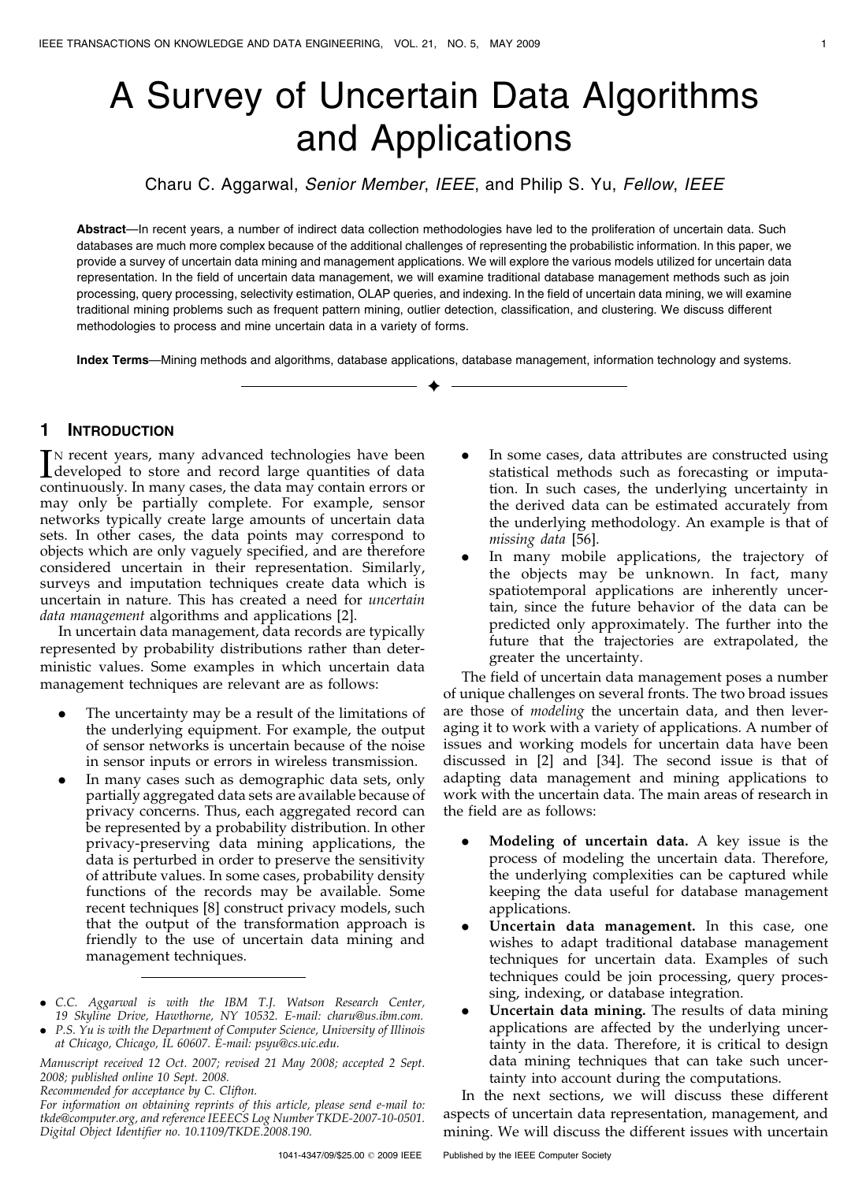# A Survey of Uncertain Data Algorithms and Applications

Charu C. Aggarwal, *Senior Member*, *IEEE*, and Philip S. Yu, *Fellow*, *IEEE*

**Abstract**—In recent years, a number of indirect data collection methodologies have led to the proliferation of uncertain data. Such databases are much more complex because of the additional challenges of representing the probabilistic information. In this paper, we provide a survey of uncertain data mining and management applications. We will explore the various models utilized for uncertain data representation. In the field of uncertain data management, we will examine traditional database management methods such as join processing, query processing, selectivity estimation, OLAP queries, and indexing. In the field of uncertain data mining, we will examine traditional mining problems such as frequent pattern mining, outlier detection, classification, and clustering. We discuss different methodologies to process and mine uncertain data in a variety of forms.

**Index Terms**—Mining methods and algorithms, database applications, database management, information technology and systems.

## 1 Introduction

In recent years, many advanced technologies have been developed to store and record large quantities of data continuously. In many cases, the data may contain errors or may only be partially complete. For example, sensor networks typically create large amounts of uncertain data sets. In other cases, the data points may correspond to objects which are only vaguely specified, and are therefore considered uncertain in their representation. Similarly, surveys and imputation techniques create data which is uncertain in nature. This has created a need for *uncertain data management* algorithms and applications [2].

In uncertain data management, data records are typically represented by probability distributions rather than deterministic values. Some examples in which uncertain data management techniques are relevant are as follows:

- The uncertainty may be a result of the limitations of the underlying equipment. For example, the output of sensor networks is uncertain because of the noise in sensor inputs or errors in wireless transmission.
- In many cases such as demographic data sets, only partially aggregated data sets are available because of privacy concerns. Thus, each aggregated record can be represented by a probability distribution. In other privacy-preserving data mining applications, the data is perturbed in order to preserve the sensitivity of attribute values. In some cases, probability density functions of the records may be available. Some recent techniques [8] construct privacy models, such that the output of the transformation approach is friendly to the use of uncertain data mining and management techniques.
- In some cases, data attributes are constructed using statistical methods such as forecasting or imputation. In such cases, the underlying uncertainty in the derived data can be estimated accurately from the underlying methodology. An example is that of *missing data* [56].
- In many mobile applications, the trajectory of the objects may be unknown. In fact, many spatiotemporal applications are inherently uncertain, since the future behavior of the data can be predicted only approximately. The further into the future that the trajectories are extrapolated, the greater the uncertainty.

The field of uncertain data management poses a number of unique challenges on several fronts. The two broad issues are those of *modeling* the uncertain data, and then leveraging it to work with a variety of applications. A number of issues and working models for uncertain data have been discussed in [2] and [34]. The second issue is that of adapting data management and mining applications to work with the uncertain data. The main areas of research in the field are as follows:

- **Modeling of uncertain data.** A key issue is the process of modeling the uncertain data. Therefore, the underlying complexities can be captured while keeping the data useful for database management applications.
- **Uncertain data management.** In this case, one wishes to adapt traditional database management techniques for uncertain data. Examples of such techniques could be join processing, query processing, indexing, or database integration.
- **Uncertain data mining.** The results of data mining applications are affected by the underlying uncertainty in the data. Therefore, it is critical to design data mining techniques that can take such uncertainty into account during the computations.

In the next sections, we will discuss these different aspects of uncertain data representation, management, and mining. We will discuss the different issues with uncertain

---

- C.C. Aggarwal is with the IBM T.J. Watson Research Center, 19 Skyline Drive, Hawthorne, NY 10532. E-mail: charu@us.ibm.com.
- P.S. Yu is with the Department of Computer Science, University of Illinois at Chicago, Chicago, IL 60607. E-mail: psyu@cs.uic.edu.

*Manuscript received 12 Oct. 2007; revised 21 May 2008; accepted 2 Sept. 2008; published online 10 Sept. 2008.*
*Recommended for acceptance by C. Clifton.*
*For information on obtaining reprints of this article, please send e-mail to: tkde@computer.org, and reference IEEECS Log Number TKDE-2007-10-0501.*
*Digital Object Identifier no. 10.1109/TKDE.2008.190.*

1041-4347/09/$25.00 © 2009 IEEE Published by the IEEE Computer Society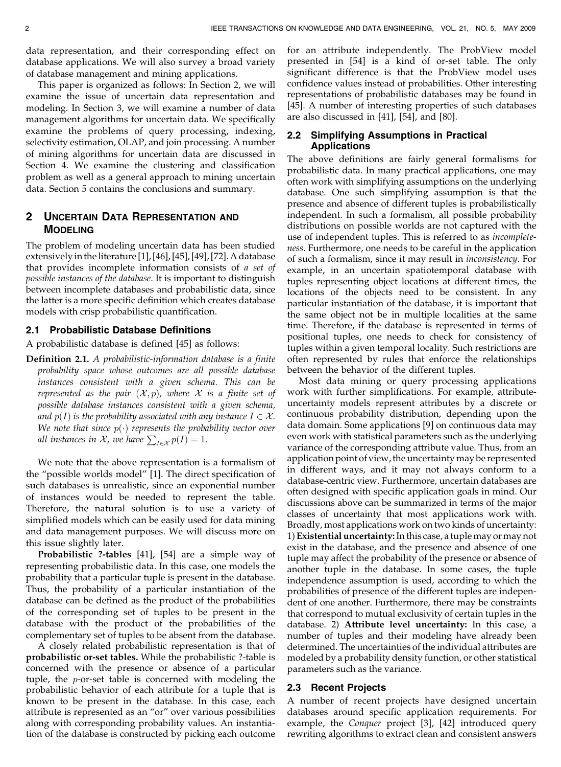data representation, and their corresponding effect on database applications. We will also survey a broad variety of database management and mining applications.

This paper is organized as follows: In Section 2, we will examine the issue of uncertain data representation and modeling. In Section 3, we will examine a number of data management algorithms for uncertain data. We specifically examine the problems of query processing, indexing, selectivity estimation, OLAP, and join processing. A number of mining algorithms for uncertain data are discussed in Section 4. We examine the clustering and classification problem as well as a general approach to mining uncertain data. Section 5 contains the conclusions and summary.

## 2 Uncertain Data Representation and Modeling

The problem of modeling uncertain data has been studied extensively in the literature [1], [46], [45], [49], [72]. A database that provides incomplete information consists of *a set of possible instances of the database*. It is important to distinguish between incomplete databases and probabilistic data, since the latter is a more specific definition which creates database models with crisp probabilistic quantification.

### 2.1 Probabilistic Database Definitions

A probabilistic database is defined [45] as follows:

**Definition 2.1.** *A probabilistic-information database is a finite probability space whose outcomes are all possible database instances consistent with a given schema. This can be represented as the pair* $(\mathcal{X}, p)$*, where* $\mathcal{X}$ *is a finite set of possible database instances consistent with a given schema, and* $p(I)$ *is the probability associated with any instance* $I \in \mathcal{X}$*. We note that since* $p(\cdot)$ *represents the probability vector over all instances in* $\mathcal{X}$*, we have* $\sum_{I \in \mathcal{X}} p(I) = 1$*.*

We note that the above representation is a formalism of the "possible worlds model" [1]. The direct specification of such databases is unrealistic, since an exponential number of instances would be needed to represent the table. Therefore, the natural solution is to use a variety of simplified models which can be easily used for data mining and data management purposes. We will discuss more on this issue slightly later.

**Probabilistic ?-tables** [41], [54] are a simple way of representing probabilistic data. In this case, one models the probability that a particular tuple is present in the database. Thus, the probability of a particular instantiation of the database can be defined as the product of the probabilities of the corresponding set of tuples to be present in the database with the product of the probabilities of the complementary set of tuples to be absent from the database.

A closely related probabilistic representation is that of **probabilistic or-set tables.** While the probabilistic ?-table is concerned with the presence or absence of a particular tuple, the *p*-or-set table is concerned with modeling the probabilistic behavior of each attribute for a tuple that is known to be present in the database. In this case, each attribute is represented as an "or" over various possibilities along with corresponding probability values. An instantiation of the database is constructed by picking each outcome for an attribute independently. The ProbView model presented in [54] is a kind of or-set table. The only significant difference is that the ProbView model uses confidence values instead of probabilities. Other interesting representations of probabilistic databases may be found in [45]. A number of interesting properties of such databases are also discussed in [41], [54], and [80].

### 2.2 Simplifying Assumptions in Practical Applications

The above definitions are fairly general formalisms for probabilistic data. In many practical applications, one may often work with simplifying assumptions on the underlying database. One such simplifying assumption is that the presence and absence of different tuples is probabilistically independent. In such a formalism, all possible probability distributions on possible worlds are not captured with the use of independent tuples. This is referred to as *incompleteness*. Furthermore, one needs to be careful in the application of such a formalism, since it may result in *inconsistency*. For example, in an uncertain spatiotemporal database with tuples representing object locations at different times, the locations of the objects need to be consistent. In any particular instantiation of the database, it is important that the same object not be in multiple localities at the same time. Therefore, if the database is represented in terms of positional tuples, one needs to check for consistency of tuples within a given temporal locality. Such restrictions are often represented by rules that enforce the relationships between the behavior of the different tuples.

Most data mining or query processing applications work with further simplifications. For example, attribute-uncertainty models represent attributes by a discrete or continuous probability distribution, depending upon the data domain. Some applications [9] on continuous data may even work with statistical parameters such as the underlying variance of the corresponding attribute value. Thus, from an application point of view, the uncertainty may be represented in different ways, and it may not always conform to a database-centric view. Furthermore, uncertain databases are often designed with specific application goals in mind. Our discussions above can be summarized in terms of the major classes of uncertainty that most applications work with. Broadly, most applications work on two kinds of uncertainty: 1) **Existential uncertainty:** In this case, a tuple may or may not exist in the database, and the presence and absence of one tuple may affect the probability of the presence or absence of another tuple in the database. In some cases, the tuple independence assumption is used, according to which the probabilities of presence of the different tuples are independent of one another. Furthermore, there may be constraints that correspond to mutual exclusivity of certain tuples in the database. 2) **Attribute level uncertainty:** In this case, a number of tuples and their modeling have already been determined. The uncertainties of the individual attributes are modeled by a probability density function, or other statistical parameters such as the variance.

### 2.3 Recent Projects

A number of recent projects have designed uncertain databases around specific application requirements. For example, the *Conquer* project [3], [42] introduced query rewriting algorithms to extract clean and consistent answers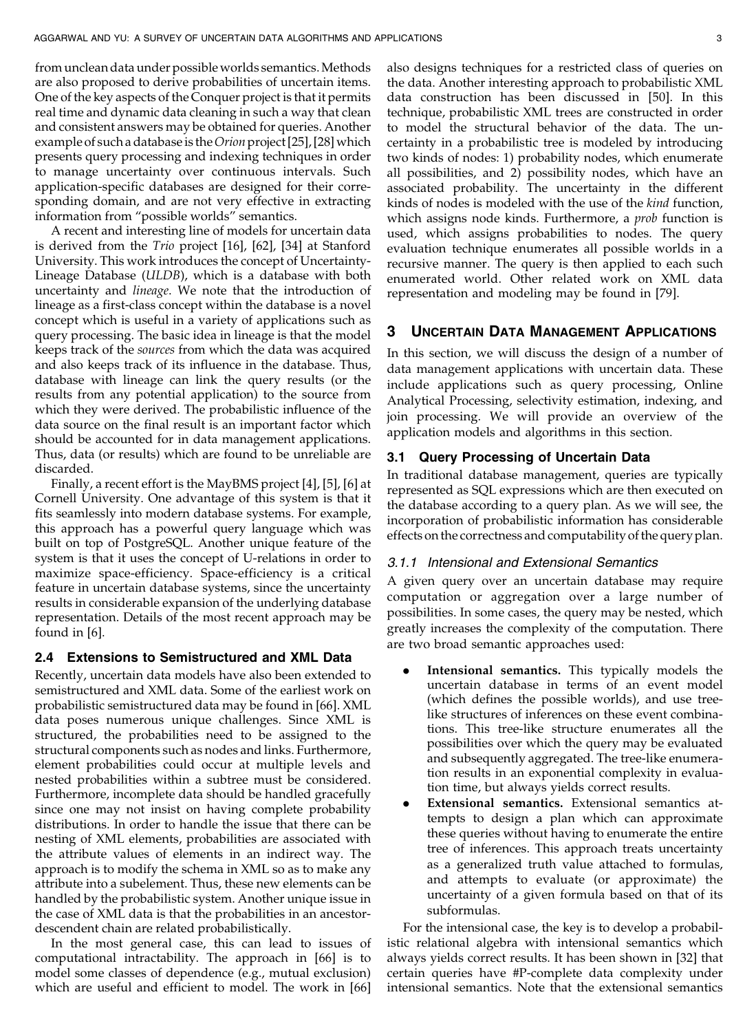from unclean data under possible worlds semantics. Methods are also proposed to derive probabilities of uncertain items. One of the key aspects of the Conquer project is that it permits real time and dynamic data cleaning in such a way that clean and consistent answers may be obtained for queries. Another example of such a database is the *Orion* project [25], [28] which presents query processing and indexing techniques in order to manage uncertainty over continuous intervals. Such application-specific databases are designed for their corresponding domain, and are not very effective in extracting information from "possible worlds" semantics.

A recent and interesting line of models for uncertain data is derived from the *Trio* project [16], [62], [34] at Stanford University. This work introduces the concept of Uncertainty-Lineage Database (*ULDB*), which is a database with both uncertainty and *lineage*. We note that the introduction of lineage as a first-class concept within the database is a novel concept which is useful in a variety of applications such as query processing. The basic idea in lineage is that the model keeps track of the *sources* from which the data was acquired and also keeps track of its influence in the database. Thus, database with lineage can link the query results (or the results from any potential application) to the source from which they were derived. The probabilistic influence of the data source on the final result is an important factor which should be accounted for in data management applications. Thus, data (or results) which are found to be unreliable are discarded.

Finally, a recent effort is the MayBMS project [4], [5], [6] at Cornell University. One advantage of this system is that it fits seamlessly into modern database systems. For example, this approach has a powerful query language which was built on top of PostgreSQL. Another unique feature of the system is that it uses the concept of U-relations in order to maximize space-efficiency. Space-efficiency is a critical feature in uncertain database systems, since the uncertainty results in considerable expansion of the underlying database representation. Details of the most recent approach may be found in [6].

### 2.4 Extensions to Semistructured and XML Data

Recently, uncertain data models have also been extended to semistructured and XML data. Some of the earliest work on probabilistic semistructured data may be found in [66]. XML data poses numerous unique challenges. Since XML is structured, the probabilities need to be assigned to the structural components such as nodes and links. Furthermore, element probabilities could occur at multiple levels and nested probabilities within a subtree must be considered. Furthermore, incomplete data should be handled gracefully since one may not insist on having complete probability distributions. In order to handle the issue that there can be nesting of XML elements, probabilities are associated with the attribute values of elements in an indirect way. The approach is to modify the schema in XML so as to make any attribute into a subelement. Thus, these new elements can be handled by the probabilistic system. Another unique issue in the case of XML data is that the probabilities in an ancestor-descendent chain are related probabilistically.

In the most general case, this can lead to issues of computational intractability. The approach in [66] is to model some classes of dependence (e.g., mutual exclusion) which are useful and efficient to model. The work in [66] also designs techniques for a restricted class of queries on the data. Another interesting approach to probabilistic XML data construction has been discussed in [50]. In this technique, probabilistic XML trees are constructed in order to model the structural behavior of the data. The uncertainty in a probabilistic tree is modeled by introducing two kinds of nodes: 1) probability nodes, which enumerate all possibilities, and 2) possibility nodes, which have an associated probability. The uncertainty in the different kinds of nodes is modeled with the use of the *kind* function, which assigns node kinds. Furthermore, a *prob* function is used, which assigns probabilities to nodes. The query evaluation technique enumerates all possible worlds in a recursive manner. The query is then applied to each such enumerated world. Other related work on XML data representation and modeling may be found in [79].

## 3 Uncertain Data Management Applications

In this section, we will discuss the design of a number of data management applications with uncertain data. These include applications such as query processing, Online Analytical Processing, selectivity estimation, indexing, and join processing. We will provide an overview of the application models and algorithms in this section.

### 3.1 Query Processing of Uncertain Data

In traditional database management, queries are typically represented as SQL expressions which are then executed on the database according to a query plan. As we will see, the incorporation of probabilistic information has considerable effects on the correctness and computability of the query plan.

#### 3.1.1 Intensional and Extensional Semantics

A given query over an uncertain database may require computation or aggregation over a large number of possibilities. In some cases, the query may be nested, which greatly increases the complexity of the computation. There are two broad semantic approaches used:

- **Intensional semantics.** This typically models the uncertain database in terms of an event model (which defines the possible worlds), and use tree-like structures of inferences on these event combinations. This tree-like structure enumerates all the possibilities over which the query may be evaluated and subsequently aggregated. The tree-like enumeration results in an exponential complexity in evaluation time, but always yields correct results.
- **Extensional semantics.** Extensional semantics attempts to design a plan which can approximate these queries without having to enumerate the entire tree of inferences. This approach treats uncertainty as a generalized truth value attached to formulas, and attempts to evaluate (or approximate) the uncertainty of a given formula based on that of its subformulas.

For the intensional case, the key is to develop a probabilistic relational algebra with intensional semantics which always yields correct results. It has been shown in [32] that certain queries have #P-complete data complexity under intensional semantics. Note that the extensional semantics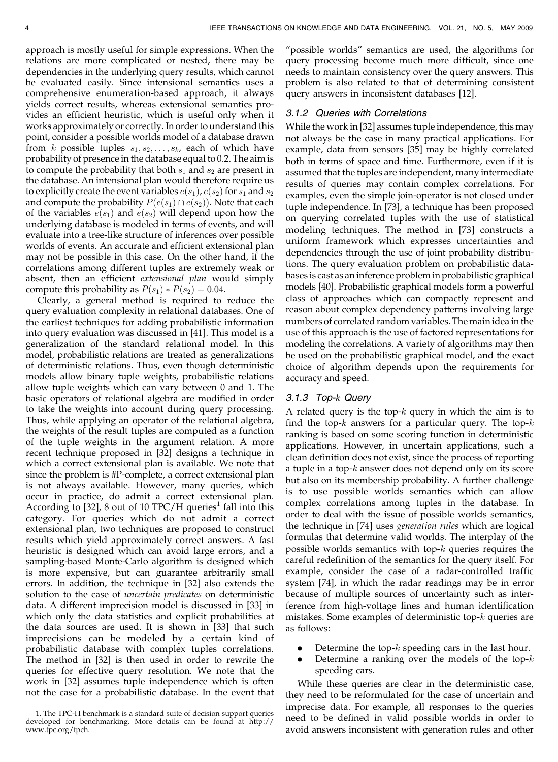approach is mostly useful for simple expressions. When the relations are more complicated or nested, there may be dependencies in the underlying query results, which cannot be evaluated easily. Since intensional semantics uses a comprehensive enumeration-based approach, it always yields correct results, whereas extensional semantics provides an efficient heuristic, which is useful only when it works approximately or correctly. In order to understand this point, consider a possible worlds model of a database drawn from $k$ possible tuples $s_1, s_2, \ldots, s_k$, each of which have probability of presence in the database equal to 0.2. The aim is to compute the probability that both $s_1$ and $s_2$ are present in the database. An intensional plan would therefore require us to explicitly create the event variables $e(s_1), e(s_2)$ for $s_1$ and $s_2$ and compute the probability $P(e(s_1) \cap e(s_2))$. Note that each of the variables $e(s_1)$ and $e(s_2)$ will depend upon how the underlying database is modeled in terms of events, and will evaluate into a tree-like structure of inferences over possible worlds of events. An accurate and efficient extensional plan may not be possible in this case. On the other hand, if the correlations among different tuples are extremely weak or absent, then an efficient *extensional plan* would simply compute this probability as $P(s_1) * P(s_2) = 0.04$.

Clearly, a general method is required to reduce the query evaluation complexity in relational databases. One of the earliest techniques for adding probabilistic information into query evaluation was discussed in [41]. This model is a generalization of the standard relational model. In this model, probabilistic relations are treated as generalizations of deterministic relations. Thus, even though deterministic models allow binary tuple weights, probabilistic relations allow tuple weights which can vary between 0 and 1. The basic operators of relational algebra are modified in order to take the weights into account during query processing. Thus, while applying an operator of the relational algebra, the weights of the result tuples are computed as a function of the tuple weights in the argument relation. A more recent technique proposed in [32] designs a technique in which a correct extensional plan is available. We note that since the problem is #P-complete, a correct extensional plan is not always available. However, many queries, which occur in practice, do admit a correct extensional plan. According to [32], 8 out of 10 TPC/H queries[1] fall into this category. For queries which do not admit a correct extensional plan, two techniques are proposed to construct results which yield approximately correct answers. A fast heuristic is designed which can avoid large errors, and a sampling-based Monte-Carlo algorithm is designed which is more expensive, but can guarantee arbitrarily small errors. In addition, the technique in [32] also extends the solution to the case of *uncertain predicates* on deterministic data. A different imprecision model is discussed in [33] in which only the data statistics and explicit probabilities at the data sources are used. It is shown in [33] that such imprecisions can be modeled by a certain kind of probabilistic database with complex tuples correlations. The method in [32] is then used in order to rewrite the queries for effective query resolution. We note that the work in [32] assumes tuple independence which is often not the case for a probabilistic database. In the event that "possible worlds" semantics are used, the algorithms for query processing become much more difficult, since one needs to maintain consistency over the query answers. This problem is also related to that of determining consistent query answers in inconsistent databases [12].

1. The TPC-H benchmark is a standard suite of decision support queries developed for benchmarking. More details can be found at http://www.tpc.org/tpch.

### 3.1.2 Queries with Correlations

While the work in [32] assumes tuple independence, this may not always be the case in many practical applications. For example, data from sensors [35] may be highly correlated both in terms of space and time. Furthermore, even if it is assumed that the tuples are independent, many intermediate results of queries may contain complex correlations. For examples, even the simple join-operator is not closed under tuple independence. In [73], a technique has been proposed on querying correlated tuples with the use of statistical modeling techniques. The method in [73] constructs a uniform framework which expresses uncertainties and dependencies through the use of joint probability distributions. The query evaluation problem on probabilistic databases is cast as an inference problem in probabilistic graphical models [40]. Probabilistic graphical models form a powerful class of approaches which can compactly represent and reason about complex dependency patterns involving large numbers of correlated random variables. The main idea in the use of this approach is the use of factored representations for modeling the correlations. A variety of algorithms may then be used on the probabilistic graphical model, and the exact choice of algorithm depends upon the requirements for accuracy and speed.

### 3.1.3 Top-$k$ Query

A related query is the top-$k$ query in which the aim is to find the top-$k$ answers for a particular query. The top-$k$ ranking is based on some scoring function in deterministic applications. However, in uncertain applications, such a clean definition does not exist, since the process of reporting a tuple in a top-$k$ answer does not depend only on its score but also on its membership probability. A further challenge is to use possible worlds semantics which can allow complex correlations among tuples in the database. In order to deal with the issue of possible worlds semantics, the technique in [74] uses *generation rules* which are logical formulas that determine valid worlds. The interplay of the possible worlds semantics with top-$k$ queries requires the careful redefinition of the semantics for the query itself. For example, consider the case of a radar-controlled traffic system [74], in which the radar readings may be in error because of multiple sources of uncertainty such as interference from high-voltage lines and human identification mistakes. Some examples of deterministic top-$k$ queries are as follows:

- Determine the top-$k$ speeding cars in the last hour.
- Determine a ranking over the models of the top-$k$ speeding cars.

While these queries are clear in the deterministic case, they need to be reformulated for the case of uncertain and imprecise data. For example, all responses to the queries need to be defined in valid possible worlds in order to avoid answers inconsistent with generation rules and other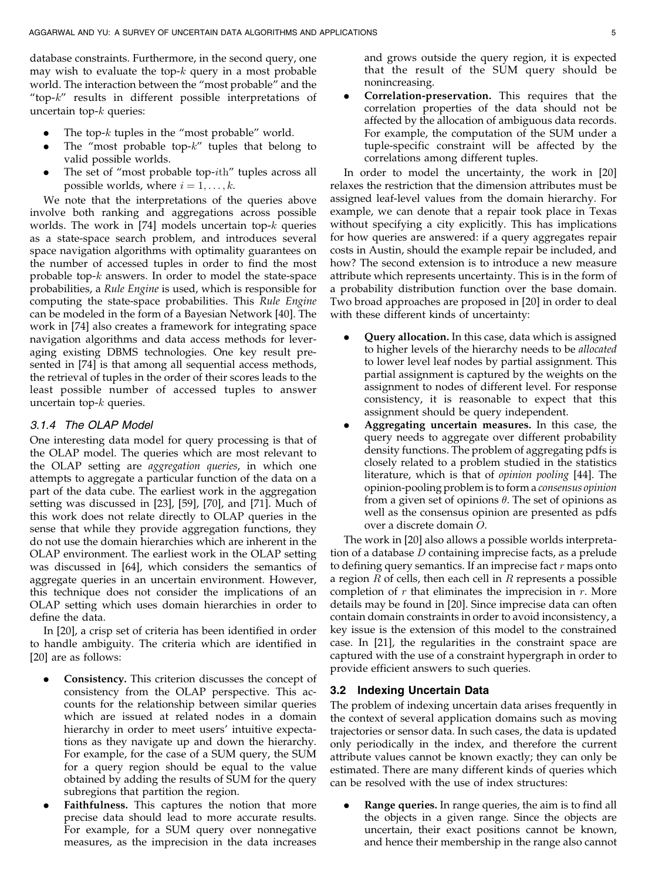database constraints. Furthermore, in the second query, one may wish to evaluate the top-$k$ query in a most probable world. The interaction between the "most probable" and the "top-$k$" results in different possible interpretations of uncertain top-$k$ queries:

- The top-$k$ tuples in the "most probable" world.
- The "most probable top-$k$" tuples that belong to valid possible worlds.
- The set of "most probable top-$i$th" tuples across all possible worlds, where $i = 1, \ldots, k$.

We note that the interpretations of the queries above involve both ranking and aggregations across possible worlds. The work in [74] models uncertain top-$k$ queries as a state-space search problem, and introduces several space navigation algorithms with optimality guarantees on the number of accessed tuples in order to find the most probable top-$k$ answers. In order to model the state-space probabilities, a *Rule Engine* is used, which is responsible for computing the state-space probabilities. This *Rule Engine* can be modeled in the form of a Bayesian Network [40]. The work in [74] also creates a framework for integrating space navigation algorithms and data access methods for leveraging existing DBMS technologies. One key result presented in [74] is that among all sequential access methods, the retrieval of tuples in the order of their scores leads to the least possible number of accessed tuples to answer uncertain top-$k$ queries.

### 3.1.4 The OLAP Model

One interesting data model for query processing is that of the OLAP model. The queries which are most relevant to the OLAP setting are *aggregation queries*, in which one attempts to aggregate a particular function of the data on a part of the data cube. The earliest work in the aggregation setting was discussed in [23], [59], [70], and [71]. Much of this work does not relate directly to OLAP queries in the sense that while they provide aggregation functions, they do not use the domain hierarchies which are inherent in the OLAP environment. The earliest work in the OLAP setting was discussed in [64], which considers the semantics of aggregate queries in an uncertain environment. However, this technique does not consider the implications of an OLAP setting which uses domain hierarchies in order to define the data.

In [20], a crisp set of criteria has been identified in order to handle ambiguity. The criteria which are identified in [20] are as follows:

- **Consistency.** This criterion discusses the concept of consistency from the OLAP perspective. This accounts for the relationship between similar queries which are issued at related nodes in a domain hierarchy in order to meet users' intuitive expectations as they navigate up and down the hierarchy. For example, for the case of a SUM query, the SUM for a query region should be equal to the value obtained by adding the results of SUM for the query subregions that partition the region.
- **Faithfulness.** This captures the notion that more precise data should lead to more accurate results. For example, for a SUM query over nonnegative measures, as the imprecision in the data increases and grows outside the query region, it is expected that the result of the SUM query should be nonincreasing.
- **Correlation-preservation.** This requires that the correlation properties of the data should not be affected by the allocation of ambiguous data records. For example, the computation of the SUM under a tuple-specific constraint will be affected by the correlations among different tuples.

In order to model the uncertainty, the work in [20] relaxes the restriction that the dimension attributes must be assigned leaf-level values from the domain hierarchy. For example, we can denote that a repair took place in Texas without specifying a city explicitly. This has implications for how queries are answered: if a query aggregates repair costs in Austin, should the example repair be included, and how? The second extension is to introduce a new measure attribute which represents uncertainty. This is in the form of a probability distribution function over the base domain. Two broad approaches are proposed in [20] in order to deal with these different kinds of uncertainty:

- **Query allocation.** In this case, data which is assigned to higher levels of the hierarchy needs to be *allocated* to lower level leaf nodes by partial assignment. This partial assignment is captured by the weights on the assignment to nodes of different level. For response consistency, it is reasonable to expect that this assignment should be query independent.
- **Aggregating uncertain measures.** In this case, the query needs to aggregate over different probability density functions. The problem of aggregating pdfs is closely related to a problem studied in the statistics literature, which is that of *opinion pooling* [44]. The opinion-pooling problem is to form a *consensus opinion* from a given set of opinions $\theta$. The set of opinions as well as the consensus opinion are presented as pdfs over a discrete domain $O$.

The work in [20] also allows a possible worlds interpretation of a database $D$ containing imprecise facts, as a prelude to defining query semantics. If an imprecise fact $r$ maps onto a region $R$ of cells, then each cell in $R$ represents a possible completion of $r$ that eliminates the imprecision in $r$. More details may be found in [20]. Since imprecise data can often contain domain constraints in order to avoid inconsistency, a key issue is the extension of this model to the constrained case. In [21], the regularities in the constraint space are captured with the use of a constraint hypergraph in order to provide efficient answers to such queries.

## 3.2 Indexing Uncertain Data

The problem of indexing uncertain data arises frequently in the context of several application domains such as moving trajectories or sensor data. In such cases, the data is updated only periodically in the index, and therefore the current attribute values cannot be known exactly; they can only be estimated. There are many different kinds of queries which can be resolved with the use of index structures:

- **Range queries.** In range queries, the aim is to find all the objects in a given range. Since the objects are uncertain, their exact positions cannot be known, and hence their membership in the range also cannot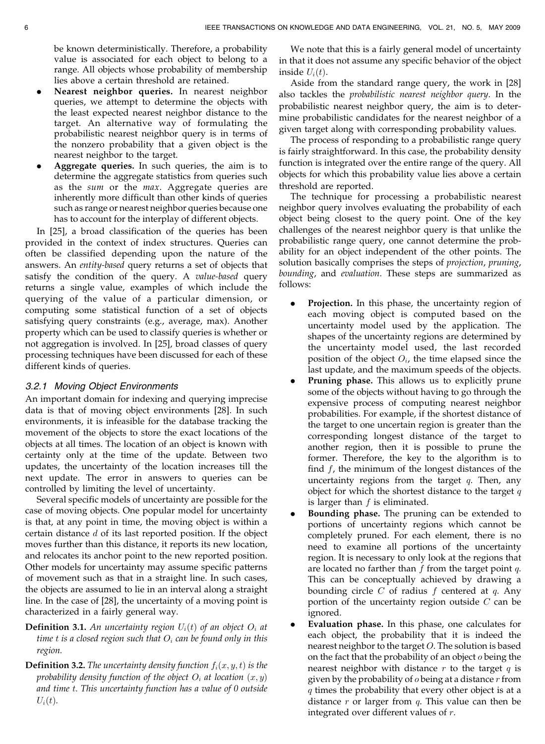be known deterministically. Therefore, a probability value is associated for each object to belong to a range. All objects whose probability of membership lies above a certain threshold are retained.

- **Nearest neighbor queries.** In nearest neighbor queries, we attempt to determine the objects with the least expected nearest neighbor distance to the target. An alternative way of formulating the probabilistic nearest neighbor query is in terms of the nonzero probability that a given object is the nearest neighbor to the target.
- **Aggregate queries.** In such queries, the aim is to determine the aggregate statistics from queries such as the *sum* or the *max*. Aggregate queries are inherently more difficult than other kinds of queries such as range or nearest neighbor queries because one has to account for the interplay of different objects.

In [25], a broad classification of the queries has been provided in the context of index structures. Queries can often be classified depending upon the nature of the answers. An *entity-based* query returns a set of objects that satisfy the condition of the query. A *value-based* query returns a single value, examples of which include the querying of the value of a particular dimension, or computing some statistical function of a set of objects satisfying query constraints (e.g., average, max). Another property which can be used to classify queries is whether or not aggregation is involved. In [25], broad classes of query processing techniques have been discussed for each of these different kinds of queries.

### 3.2.1 Moving Object Environments

An important domain for indexing and querying imprecise data is that of moving object environments [28]. In such environments, it is infeasible for the database tracking the movement of the objects to store the exact locations of the objects at all times. The location of an object is known with certainty only at the time of the update. Between two updates, the uncertainty of the location increases till the next update. The error in answers to queries can be controlled by limiting the level of uncertainty.

Several specific models of uncertainty are possible for the case of moving objects. One popular model for uncertainty is that, at any point in time, the moving object is within a certain distance $d$ of its last reported position. If the object moves further than this distance, it reports its new location, and relocates its anchor point to the new reported position. Other models for uncertainty may assume specific patterns of movement such as that in a straight line. In such cases, the objects are assumed to lie in an interval along a straight line. In the case of [28], the uncertainty of a moving point is characterized in a fairly general way.

**Definition 3.1.** *An uncertainty region $U_i(t)$ of an object $O_i$ at time $t$ is a closed region such that $O_i$ can be found only in this region.*

**Definition 3.2.** *The uncertainty density function $f_i(x, y, t)$ is the probability density function of the object $O_i$ at location $(x, y)$ and time $t$. This uncertainty function has a value of 0 outside $U_i(t)$.*

We note that this is a fairly general model of uncertainty in that it does not assume any specific behavior of the object inside $U_i(t)$.

Aside from the standard range query, the work in [28] also tackles the *probabilistic nearest neighbor query*. In the probabilistic nearest neighbor query, the aim is to determine probabilistic candidates for the nearest neighbor of a given target along with corresponding probability values.

The process of responding to a probabilistic range query is fairly straightforward. In this case, the probability density function is integrated over the entire range of the query. All objects for which this probability value lies above a certain threshold are reported.

The technique for processing a probabilistic nearest neighbor query involves evaluating the probability of each object being closest to the query point. One of the key challenges of the nearest neighbor query is that unlike the probabilistic range query, one cannot determine the probability for an object independent of the other points. The solution basically comprises the steps of *projection*, *pruning*, *bounding*, and *evaluation*. These steps are summarized as follows:

- **Projection.** In this phase, the uncertainty region of each moving object is computed based on the uncertainty model used by the application. The shapes of the uncertainty regions are determined by the uncertainty model used, the last recorded position of the object $O_i$, the time elapsed since the last update, and the maximum speeds of the objects.
- **Pruning phase.** This allows us to explicitly prune some of the objects without having to go through the expensive process of computing nearest neighbor probabilities. For example, if the shortest distance of the target to one uncertain region is greater than the corresponding longest distance of the target to another region, then it is possible to prune the former. Therefore, the key to the algorithm is to find $f$, the minimum of the longest distances of the uncertainty regions from the target $q$. Then, any object for which the shortest distance to the target $q$ is larger than $f$ is eliminated.
- **Bounding phase.** The pruning can be extended to portions of uncertainty regions which cannot be completely pruned. For each element, there is no need to examine all portions of the uncertainty region. It is necessary to only look at the regions that are located no farther than $f$ from the target point $q$. This can be conceptually achieved by drawing a bounding circle $C$ of radius $f$ centered at $q$. Any portion of the uncertainty region outside $C$ can be ignored.
- **Evaluation phase.** In this phase, one calculates for each object, the probability that it is indeed the nearest neighbor to the target $O$. The solution is based on the fact that the probability of an object $o$ being the nearest neighbor with distance $r$ to the target $q$ is given by the probability of $o$ being at a distance $r$ from $q$ times the probability that every other object is at a distance $r$ or larger from $q$. This value can then be integrated over different values of $r$.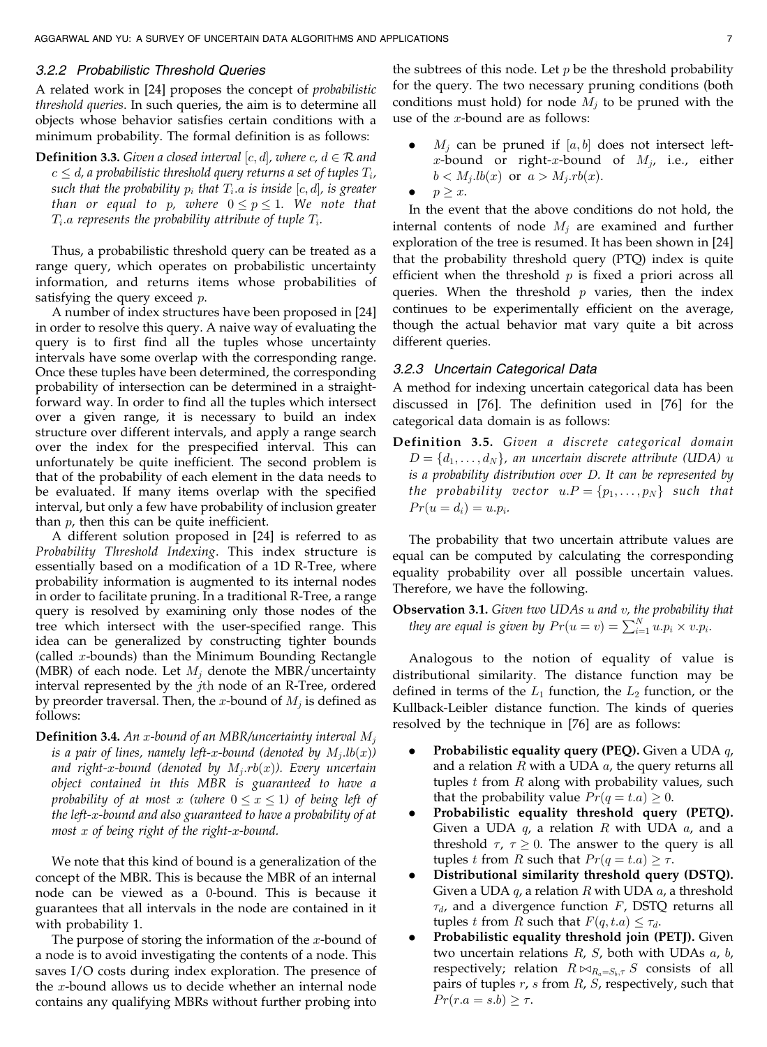### 3.2.2 Probabilistic Threshold Queries

A related work in [24] proposes the concept of *probabilistic threshold queries*. In such queries, the aim is to determine all objects whose behavior satisfies certain conditions with a minimum probability. The formal definition is as follows:

**Definition 3.3.** *Given a closed interval $[c, d]$, where $c, d \in \mathcal{R}$ and $c \leq d$, a probabilistic threshold query returns a set of tuples $T_i$, such that the probability $p_i$ that $T_i.a$ is inside $[c, d]$, is greater than or equal to $p$, where $0 \leq p \leq 1$. We note that $T_i.a$ represents the probability attribute of tuple $T_i$.*

Thus, a probabilistic threshold query can be treated as a range query, which operates on probabilistic uncertainty information, and returns items whose probabilities of satisfying the query exceed $p$.

A number of index structures have been proposed in [24] in order to resolve this query. A naive way of evaluating the query is to first find all the tuples whose uncertainty intervals have some overlap with the corresponding range. Once these tuples have been determined, the corresponding probability of intersection can be determined in a straightforward way. In order to find all the tuples which intersect over a given range, it is necessary to build an index structure over different intervals, and apply a range search over the index for the prespecified interval. This can unfortunately be quite inefficient. The second problem is that of the probability of each element in the data needs to be evaluated. If many items overlap with the specified interval, but only a few have probability of inclusion greater than $p$, then this can be quite inefficient.

A different solution proposed in [24] is referred to as *Probability Threshold Indexing*. This index structure is essentially based on a modification of a 1D R-Tree, where probability information is augmented to its internal nodes in order to facilitate pruning. In a traditional R-Tree, a range query is resolved by examining only those nodes of the tree which intersect with the user-specified range. This idea can be generalized by constructing tighter bounds (called $x$-bounds) than the Minimum Bounding Rectangle (MBR) of each node. Let $M_j$ denote the MBR/uncertainty interval represented by the $j$th node of an R-Tree, ordered by preorder traversal. Then, the $x$-bound of $M_j$ is defined as follows:

**Definition 3.4.** *An $x$-bound of an MBR/uncertainty interval $M_j$ is a pair of lines, namely left-$x$-bound (denoted by $M_j.lb(x)$) and right-$x$-bound (denoted by $M_j.rb(x)$). Every uncertain object contained in this MBR is guaranteed to have a probability of at most $x$ (where $0 \leq x \leq 1$) of being left of the left-$x$-bound and also guaranteed to have a probability of at most $x$ of being right of the right-$x$-bound.*

We note that this kind of bound is a generalization of the concept of the MBR. This is because the MBR of an internal node can be viewed as a 0-bound. This is because it guarantees that all intervals in the node are contained in it with probability 1.

The purpose of storing the information of the $x$-bound of a node is to avoid investigating the contents of a node. This saves I/O costs during index exploration. The presence of the $x$-bound allows us to decide whether an internal node contains any qualifying MBRs without further probing into the subtrees of this node. Let $p$ be the threshold probability for the query. The two necessary pruning conditions (both conditions must hold) for node $M_j$ to be pruned with the use of the $x$-bound are as follows:

- $M_j$ can be pruned if $[a, b]$ does not intersect left-$x$-bound or right-$x$-bound of $M_j$, i.e., either $b < M_j.lb(x)$ or $a > M_j.rb(x)$.
- $p \geq x$.

In the event that the above conditions do not hold, the internal contents of node $M_j$ are examined and further exploration of the tree is resumed. It has been shown in [24] that the probability threshold query (PTQ) index is quite efficient when the threshold $p$ is fixed a priori across all queries. When the threshold $p$ varies, then the index continues to be experimentally efficient on the average, though the actual behavior mat vary quite a bit across different queries.

### 3.2.3 Uncertain Categorical Data

A method for indexing uncertain categorical data has been discussed in [76]. The definition used in [76] for the categorical data domain is as follows:

**Definition 3.5.** *Given a discrete categorical domain $D = \{d_1, \ldots, d_N\}$, an uncertain discrete attribute (UDA) $u$ is a probability distribution over $D$. It can be represented by the probability vector $u.P = \{p_1, \ldots, p_N\}$ such that $Pr(u = d_i) = u.p_i$.*

The probability that two uncertain attribute values are equal can be computed by calculating the corresponding equality probability over all possible uncertain values. Therefore, we have the following.

**Observation 3.1.** *Given two UDAs $u$ and $v$, the probability that they are equal is given by $Pr(u = v) = \sum_{i=1}^{N} u.p_i \times v.p_i$.*

Analogous to the notion of equality of value is distributional similarity. The distance function may be defined in terms of the $L_1$ function, the $L_2$ function, or the Kullback-Leibler distance function. The kinds of queries resolved by the technique in [76] are as follows:

- **Probabilistic equality query (PEQ).** Given a UDA $q$, and a relation $R$ with a UDA $a$, the query returns all tuples $t$ from $R$ along with probability values, such that the probability value $Pr(q = t.a) \geq 0$.
- **Probabilistic equality threshold query (PETQ).** Given a UDA $q$, a relation $R$ with UDA $a$, and a threshold $\tau$, $\tau \geq 0$. The answer to the query is all tuples $t$ from $R$ such that $Pr(q = t.a) \geq \tau$.
- **Distributional similarity threshold query (DSTQ).** Given a UDA $q$, a relation $R$ with UDA $a$, a threshold $\tau_d$, and a divergence function $F$, DSTQ returns all tuples $t$ from $R$ such that $F(q, t.a) \leq \tau_d$.
- **Probabilistic equality threshold join (PETJ).** Given two uncertain relations $R$, $S$, both with UDAs $a$, $b$, respectively; relation $R \bowtie_{R_a = S_b, \tau} S$ consists of all pairs of tuples $r$, $s$ from $R$, $S$, respectively, such that $Pr(r.a = s.b) \geq \tau$.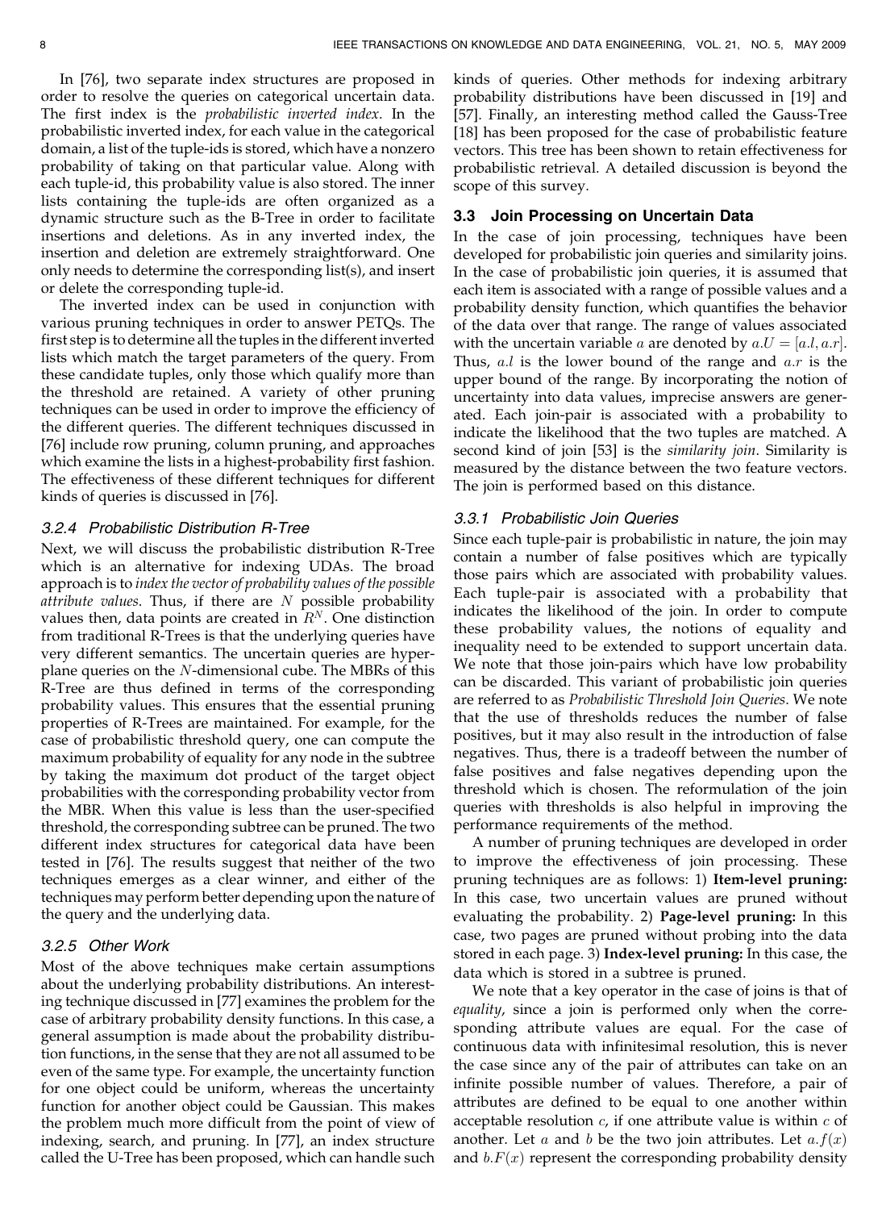In [76], two separate index structures are proposed in order to resolve the queries on categorical uncertain data. The first index is the *probabilistic inverted index*. In the probabilistic inverted index, for each value in the categorical domain, a list of the tuple-ids is stored, which have a nonzero probability of taking on that particular value. Along with each tuple-id, this probability value is also stored. The inner lists containing the tuple-ids are often organized as a dynamic structure such as the B-Tree in order to facilitate insertions and deletions. As in any inverted index, the insertion and deletion are extremely straightforward. One only needs to determine the corresponding list(s), and insert or delete the corresponding tuple-id.

The inverted index can be used in conjunction with various pruning techniques in order to answer PETQs. The first step is to determine all the tuples in the different inverted lists which match the target parameters of the query. From these candidate tuples, only those which qualify more than the threshold are retained. A variety of other pruning techniques can be used in order to improve the efficiency of the different queries. The different techniques discussed in [76] include row pruning, column pruning, and approaches which examine the lists in a highest-probability first fashion. The effectiveness of these different techniques for different kinds of queries is discussed in [76].

#### 3.2.4 Probabilistic Distribution R-Tree

Next, we will discuss the probabilistic distribution R-Tree which is an alternative for indexing UDAs. The broad approach is to *index the vector of probability values of the possible attribute values*. Thus, if there are $N$ possible probability values then, data points are created in $R^N$. One distinction from traditional R-Trees is that the underlying queries have very different semantics. The uncertain queries are hyperplane queries on the $N$-dimensional cube. The MBRs of this R-Tree are thus defined in terms of the corresponding probability values. This ensures that the essential pruning properties of R-Trees are maintained. For example, for the case of probabilistic threshold query, one can compute the maximum probability of equality for any node in the subtree by taking the maximum dot product of the target object probabilities with the corresponding probability vector from the MBR. When this value is less than the user-specified threshold, the corresponding subtree can be pruned. The two different index structures for categorical data have been tested in [76]. The results suggest that neither of the two techniques emerges as a clear winner, and either of the techniques may perform better depending upon the nature of the query and the underlying data.

#### 3.2.5 Other Work

Most of the above techniques make certain assumptions about the underlying probability distributions. An interesting technique discussed in [77] examines the problem for the case of arbitrary probability density functions. In this case, a general assumption is made about the probability distribution functions, in the sense that they are not all assumed to be even of the same type. For example, the uncertainty function for one object could be uniform, whereas the uncertainty function for another object could be Gaussian. This makes the problem much more difficult from the point of view of indexing, search, and pruning. In [77], an index structure called the U-Tree has been proposed, which can handle such kinds of queries. Other methods for indexing arbitrary probability distributions have been discussed in [19] and [57]. Finally, an interesting method called the Gauss-Tree [18] has been proposed for the case of probabilistic feature vectors. This tree has been shown to retain effectiveness for probabilistic retrieval. A detailed discussion is beyond the scope of this survey.

### 3.3 Join Processing on Uncertain Data

In the case of join processing, techniques have been developed for probabilistic join queries and similarity joins. In the case of probabilistic join queries, it is assumed that each item is associated with a range of possible values and a probability density function, which quantifies the behavior of the data over that range. The range of values associated with the uncertain variable $a$ are denoted by $a.U = [a.l, a.r]$. Thus, $a.l$ is the lower bound of the range and $a.r$ is the upper bound of the range. By incorporating the notion of uncertainty into data values, imprecise answers are generated. Each join-pair is associated with a probability to indicate the likelihood that the two tuples are matched. A second kind of join [53] is the *similarity join*. Similarity is measured by the distance between the two feature vectors. The join is performed based on this distance.

#### 3.3.1 Probabilistic Join Queries

Since each tuple-pair is probabilistic in nature, the join may contain a number of false positives which are typically those pairs which are associated with probability values. Each tuple-pair is associated with a probability that indicates the likelihood of the join. In order to compute these probability values, the notions of equality and inequality need to be extended to support uncertain data. We note that those join-pairs which have low probability can be discarded. This variant of probabilistic join queries are referred to as *Probabilistic Threshold Join Queries*. We note that the use of thresholds reduces the number of false positives, but it may also result in the introduction of false negatives. Thus, there is a tradeoff between the number of false positives and false negatives depending upon the threshold which is chosen. The reformulation of the join queries with thresholds is also helpful in improving the performance requirements of the method.

A number of pruning techniques are developed in order to improve the effectiveness of join processing. These pruning techniques are as follows: 1) **Item-level pruning:** In this case, two uncertain values are pruned without evaluating the probability. 2) **Page-level pruning:** In this case, two pages are pruned without probing into the data stored in each page. 3) **Index-level pruning:** In this case, the data which is stored in a subtree is pruned.

We note that a key operator in the case of joins is that of *equality*, since a join is performed only when the corresponding attribute values are equal. For the case of continuous data with infinitesimal resolution, this is never the case since any of the pair of attributes can take on an infinite possible number of values. Therefore, a pair of attributes are defined to be equal to one another within acceptable resolution $c$, if one attribute value is within $c$ of another. Let $a$ and $b$ be the two join attributes. Let $a.f(x)$ and $b.F(x)$ represent the corresponding probability density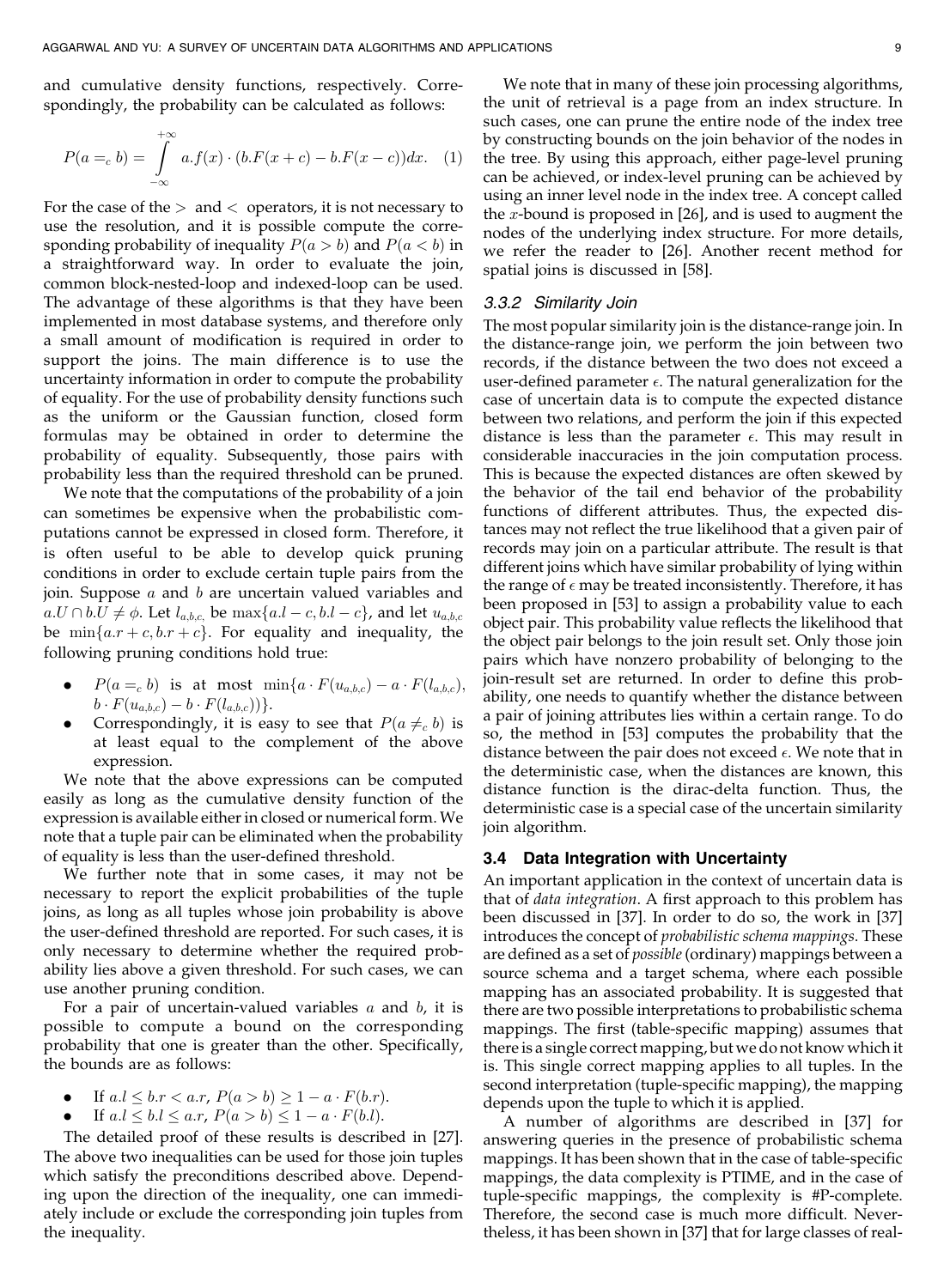and cumulative density functions, respectively. Correspondingly, the probability can be calculated as follows:

$$P(a =_c b) = \int_{-\infty}^{+\infty} a.f(x) \cdot (b.F(x+c) - b.F(x-c))dx. \quad (1)$$

For the case of the $>$ and $<$ operators, it is not necessary to use the resolution, and it is possible compute the corresponding probability of inequality $P(a > b)$ and $P(a < b)$ in a straightforward way. In order to evaluate the join, common block-nested-loop and indexed-loop can be used. The advantage of these algorithms is that they have been implemented in most database systems, and therefore only a small amount of modification is required in order to support the joins. The main difference is to use the uncertainty information in order to compute the probability of equality. For the use of probability density functions such as the uniform or the Gaussian function, closed form formulas may be obtained in order to determine the probability of equality. Subsequently, those pairs with probability less than the required threshold can be pruned.

We note that the computations of the probability of a join can sometimes be expensive when the probabilistic computations cannot be expressed in closed form. Therefore, it is often useful to be able to develop quick pruning conditions in order to exclude certain tuple pairs from the join. Suppose $a$ and $b$ are uncertain valued variables and $a.U \cap b.U \neq \phi$. Let $l_{a,b,c,}$ be $\max\{a.l - c, b.l - c\}$, and let $u_{a,b,c}$ be $\min\{a.r + c, b.r + c\}$. For equality and inequality, the following pruning conditions hold true:

- $P(a =_c b)$ is at most $\min\{a \cdot F(u_{a,b,c}) - a \cdot F(l_{a,b,c}), b \cdot F(u_{a,b,c}) - b \cdot F(l_{a,b,c})\}$.
- Correspondingly, it is easy to see that $P(a \neq_c b)$ is at least equal to the complement of the above expression.

We note that the above expressions can be computed easily as long as the cumulative density function of the expression is available either in closed or numerical form. We note that a tuple pair can be eliminated when the probability of equality is less than the user-defined threshold.

We further note that in some cases, it may not be necessary to report the explicit probabilities of the tuple joins, as long as all tuples whose join probability is above the user-defined threshold are reported. For such cases, it is only necessary to determine whether the required probability lies above a given threshold. For such cases, we can use another pruning condition.

For a pair of uncertain-valued variables $a$ and $b$, it is possible to compute a bound on the corresponding probability that one is greater than the other. Specifically, the bounds are as follows:

- If $a.l \leq b.r < a.r$, $P(a > b) \geq 1 - a \cdot F(b.r)$.
- If $a.l \leq b.l \leq a.r$, $P(a > b) \leq 1 - a \cdot F(b.l)$.

The detailed proof of these results is described in [27]. The above two inequalities can be used for those join tuples which satisfy the preconditions described above. Depending upon the direction of the inequality, one can immediately include or exclude the corresponding join tuples from the inequality.

We note that in many of these join processing algorithms, the unit of retrieval is a page from an index structure. In such cases, one can prune the entire node of the index tree by constructing bounds on the join behavior of the nodes in the tree. By using this approach, either page-level pruning can be achieved, or index-level pruning can be achieved by using an inner level node in the index tree. A concept called the $x$-bound is proposed in [26], and is used to augment the nodes of the underlying index structure. For more details, we refer the reader to [26]. Another recent method for spatial joins is discussed in [58].

#### 3.3.2 Similarity Join

The most popular similarity join is the distance-range join. In the distance-range join, we perform the join between two records, if the distance between the two does not exceed a user-defined parameter $\epsilon$. The natural generalization for the case of uncertain data is to compute the expected distance between two relations, and perform the join if this expected distance is less than the parameter $\epsilon$. This may result in considerable inaccuracies in the join computation process. This is because the expected distances are often skewed by the behavior of the tail end behavior of the probability functions of different attributes. Thus, the expected distances may not reflect the true likelihood that a given pair of records may join on a particular attribute. The result is that different joins which have similar probability of lying within the range of $\epsilon$ may be treated inconsistently. Therefore, it has been proposed in [53] to assign a probability value to each object pair. This probability value reflects the likelihood that the object pair belongs to the join result set. Only those join pairs which have nonzero probability of belonging to the join-result set are returned. In order to define this probability, one needs to quantify whether the distance between a pair of joining attributes lies within a certain range. To do so, the method in [53] computes the probability that the distance between the pair does not exceed $\epsilon$. We note that in the deterministic case, when the distances are known, this distance function is the dirac-delta function. Thus, the deterministic case is a special case of the uncertain similarity join algorithm.

### 3.4 Data Integration with Uncertainty

An important application in the context of uncertain data is that of *data integration*. A first approach to this problem has been discussed in [37]. In order to do so, the work in [37] introduces the concept of *probabilistic schema mappings*. These are defined as a set of *possible* (ordinary) mappings between a source schema and a target schema, where each possible mapping has an associated probability. It is suggested that there are two possible interpretations to probabilistic schema mappings. The first (table-specific mapping) assumes that there is a single correct mapping, but we do not know which it is. This single correct mapping applies to all tuples. In the second interpretation (tuple-specific mapping), the mapping depends upon the tuple to which it is applied.

A number of algorithms are described in [37] for answering queries in the presence of probabilistic schema mappings. It has been shown that in the case of table-specific mappings, the data complexity is PTIME, and in the case of tuple-specific mappings, the complexity is #P-complete. Therefore, the second case is much more difficult. Nevertheless, it has been shown in [37] that for large classes of real-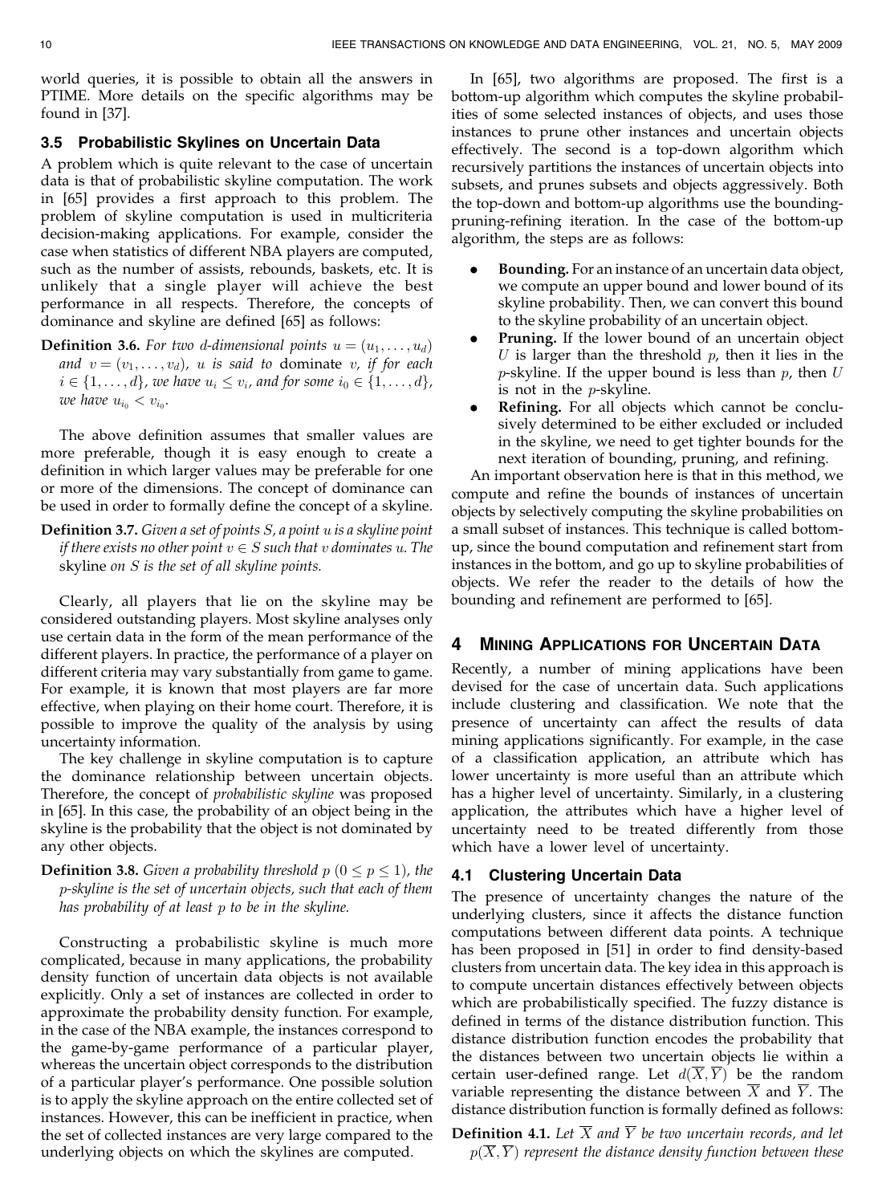world queries, it is possible to obtain all the answers in PTIME. More details on the specific algorithms may be found in [37].

### 3.5 Probabilistic Skylines on Uncertain Data

A problem which is quite relevant to the case of uncertain data is that of probabilistic skyline computation. The work in [65] provides a first approach to this problem. The problem of skyline computation is used in multicriteria decision-making applications. For example, consider the case when statistics of different NBA players are computed, such as the number of assists, rebounds, baskets, etc. It is unlikely that a single player will achieve the best performance in all respects. Therefore, the concepts of dominance and skyline are defined [65] as follows:

**Definition 3.6.** *For two d-dimensional points $u = (u_1, \ldots, u_d)$ and $v = (v_1, \ldots, v_d)$, u is said to* dominate *v, if for each $i \in \{1, \ldots, d\}$, we have $u_i \leq v_i$, and for some $i_0 \in \{1, \ldots, d\}$, we have $u_{i_0} < v_{i_0}$.*

The above definition assumes that smaller values are more preferable, though it is easy enough to create a definition in which larger values may be preferable for one or more of the dimensions. The concept of dominance can be used in order to formally define the concept of a skyline.

**Definition 3.7.** *Given a set of points S, a point u is a skyline point if there exists no other point $v \in S$ such that v dominates u. The* skyline *on S is the set of all skyline points.*

Clearly, all players that lie on the skyline may be considered outstanding players. Most skyline analyses only use certain data in the form of the mean performance of the different players. In practice, the performance of a player on different criteria may vary substantially from game to game. For example, it is known that most players are far more effective, when playing on their home court. Therefore, it is possible to improve the quality of the analysis by using uncertainty information.

The key challenge in skyline computation is to capture the dominance relationship between uncertain objects. Therefore, the concept of *probabilistic skyline* was proposed in [65]. In this case, the probability of an object being in the skyline is the probability that the object is not dominated by any other objects.

**Definition 3.8.** *Given a probability threshold $p$ $(0 \leq p \leq 1)$, the p-skyline is the set of uncertain objects, such that each of them has probability of at least p to be in the skyline.*

Constructing a probabilistic skyline is much more complicated, because in many applications, the probability density function of uncertain data objects is not available explicitly. Only a set of instances are collected in order to approximate the probability density function. For example, in the case of the NBA example, the instances correspond to the game-by-game performance of a particular player, whereas the uncertain object corresponds to the distribution of a particular player's performance. One possible solution is to apply the skyline approach on the entire collected set of instances. However, this can be inefficient in practice, when the set of collected instances are very large compared to the underlying objects on which the skylines are computed.

In [65], two algorithms are proposed. The first is a bottom-up algorithm which computes the skyline probabilities of some selected instances of objects, and uses those instances to prune other instances and uncertain objects effectively. The second is a top-down algorithm which recursively partitions the instances of uncertain objects into subsets, and prunes subsets and objects aggressively. Both the top-down and bottom-up algorithms use the bounding-pruning-refining iteration. In the case of the bottom-up algorithm, the steps are as follows:

- **Bounding.** For an instance of an uncertain data object, we compute an upper bound and lower bound of its skyline probability. Then, we can convert this bound to the skyline probability of an uncertain object.
- **Pruning.** If the lower bound of an uncertain object $U$ is larger than the threshold $p$, then it lies in the $p$-skyline. If the upper bound is less than $p$, then $U$ is not in the $p$-skyline.
- **Refining.** For all objects which cannot be conclusively determined to be either excluded or included in the skyline, we need to get tighter bounds for the next iteration of bounding, pruning, and refining.

An important observation here is that in this method, we compute and refine the bounds of instances of uncertain objects by selectively computing the skyline probabilities on a small subset of instances. This technique is called bottom-up, since the bound computation and refinement start from instances in the bottom, and go up to skyline probabilities of objects. We refer the reader to the details of how the bounding and refinement are performed to [65].

## 4 Mining Applications for Uncertain Data

Recently, a number of mining applications have been devised for the case of uncertain data. Such applications include clustering and classification. We note that the presence of uncertainty can affect the results of data mining applications significantly. For example, in the case of a classification application, an attribute which has lower uncertainty is more useful than an attribute which has a higher level of uncertainty. Similarly, in a clustering application, the attributes which have a higher level of uncertainty need to be treated differently from those which have a lower level of uncertainty.

### 4.1 Clustering Uncertain Data

The presence of uncertainty changes the nature of the underlying clusters, since it affects the distance function computations between different data points. A technique has been proposed in [51] in order to find density-based clusters from uncertain data. The key idea in this approach is to compute uncertain distances effectively between objects which are probabilistically specified. The fuzzy distance is defined in terms of the distance distribution function. This distance distribution function encodes the probability that the distances between two uncertain objects lie within a certain user-defined range. Let $d(\overline{X}, \overline{Y})$ be the random variable representing the distance between $\overline{X}$ and $\overline{Y}$. The distance distribution function is formally defined as follows:

**Definition 4.1.** *Let $\overline{X}$ and $\overline{Y}$ be two uncertain records, and let $p(\overline{X}, \overline{Y})$ represent the distance density function between these*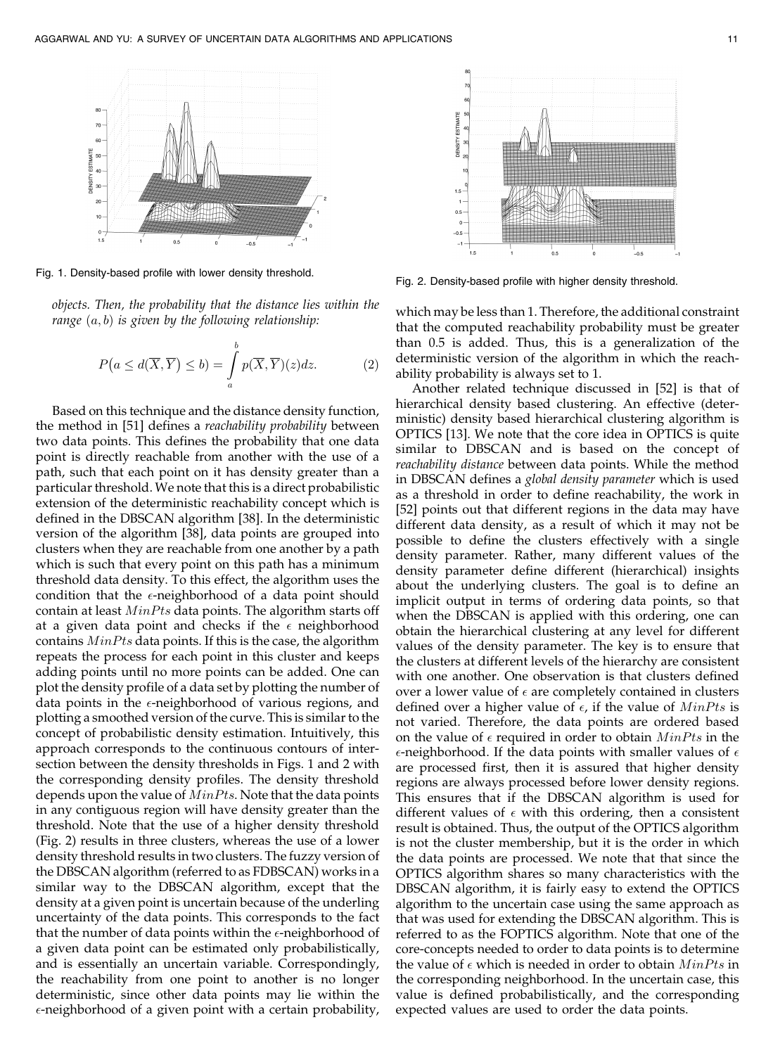Fig. 1. Density-based profile with lower density threshold.

Fig. 2. Density-based profile with higher density threshold.

*objects. Then, the probability that the distance lies within the range $(a, b)$ is given by the following relationship:*

$$P\big(a \leq d(\overline{X}, \overline{Y}) \leq b\big) = \int_a^b p(\overline{X}, \overline{Y})(z)dz. \tag{2}$$

Based on this technique and the distance density function, the method in [51] defines a *reachability probability* between two data points. This defines the probability that one data point is directly reachable from another with the use of a path, such that each point on it has density greater than a particular threshold. We note that this is a direct probabilistic extension of the deterministic reachability concept which is defined in the DBSCAN algorithm [38]. In the deterministic version of the algorithm [38], data points are grouped into clusters when they are reachable from one another by a path which is such that every point on this path has a minimum threshold data density. To this effect, the algorithm uses the condition that the $\epsilon$-neighborhood of a data point should contain at least $MinPts$ data points. The algorithm starts off at a given data point and checks if the $\epsilon$ neighborhood contains $MinPts$ data points. If this is the case, the algorithm repeats the process for each point in this cluster and keeps adding points until no more points can be added. One can plot the density profile of a data set by plotting the number of data points in the $\epsilon$-neighborhood of various regions, and plotting a smoothed version of the curve. This is similar to the concept of probabilistic density estimation. Intuitively, this approach corresponds to the continuous contours of intersection between the density thresholds in Figs. 1 and 2 with the corresponding density profiles. The density threshold depends upon the value of $MinPts$. Note that the data points in any contiguous region will have density greater than the threshold. Note that the use of a higher density threshold (Fig. 2) results in three clusters, whereas the use of a lower density threshold results in two clusters. The fuzzy version of the DBSCAN algorithm (referred to as FDBSCAN) works in a similar way to the DBSCAN algorithm, except that the density at a given point is uncertain because of the underling uncertainty of the data points. This corresponds to the fact that the number of data points within the $\epsilon$-neighborhood of a given data point can be estimated only probabilistically, and is essentially an uncertain variable. Correspondingly, the reachability from one point to another is no longer deterministic, since other data points may lie within the $\epsilon$-neighborhood of a given point with a certain probability, which may be less than 1. Therefore, the additional constraint that the computed reachability probability must be greater than 0.5 is added. Thus, this is a generalization of the deterministic version of the algorithm in which the reachability probability is always set to 1.

Another related technique discussed in [52] is that of hierarchical density based clustering. An effective (deterministic) density based hierarchical clustering algorithm is OPTICS [13]. We note that the core idea in OPTICS is quite similar to DBSCAN and is based on the concept of *reachability distance* between data points. While the method in DBSCAN defines a *global density parameter* which is used as a threshold in order to define reachability, the work in [52] points out that different regions in the data may have different data density, as a result of which it may not be possible to define the clusters effectively with a single density parameter. Rather, many different values of the density parameter define different (hierarchical) insights about the underlying clusters. The goal is to define an implicit output in terms of ordering data points, so that when the DBSCAN is applied with this ordering, one can obtain the hierarchical clustering at any level for different values of the density parameter. The key is to ensure that the clusters at different levels of the hierarchy are consistent with one another. One observation is that clusters defined over a lower value of $\epsilon$ are completely contained in clusters defined over a higher value of $\epsilon$, if the value of $MinPts$ is not varied. Therefore, the data points are ordered based on the value of $\epsilon$ required in order to obtain $MinPts$ in the $\epsilon$-neighborhood. If the data points with smaller values of $\epsilon$ are processed first, then it is assured that higher density regions are always processed before lower density regions. This ensures that if the DBSCAN algorithm is used for different values of $\epsilon$ with this ordering, then a consistent result is obtained. Thus, the output of the OPTICS algorithm is not the cluster membership, but it is the order in which the data points are processed. We note that that since the OPTICS algorithm shares so many characteristics with the DBSCAN algorithm, it is fairly easy to extend the OPTICS algorithm to the uncertain case using the same approach as that was used for extending the DBSCAN algorithm. This is referred to as the FOPTICS algorithm. Note that one of the core-concepts needed to order to data points is to determine the value of $\epsilon$ which is needed in order to obtain $MinPts$ in the corresponding neighborhood. In the uncertain case, this value is defined probabilistically, and the corresponding expected values are used to order the data points.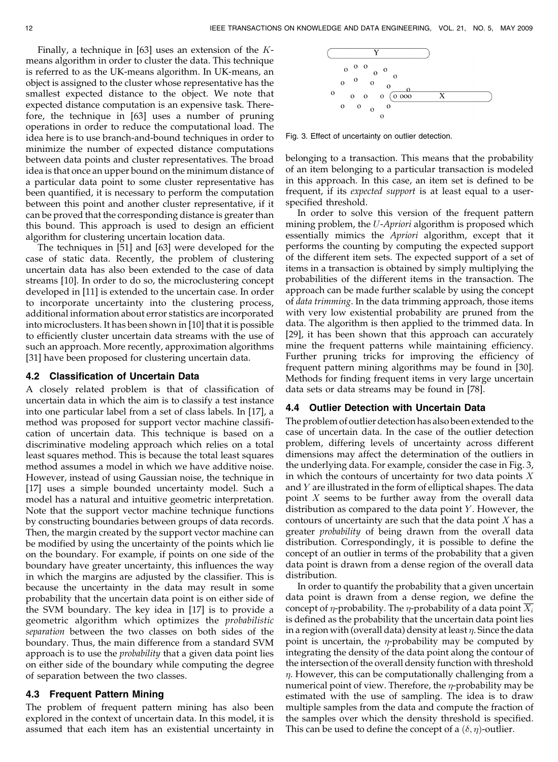Finally, a technique in [63] uses an extension of the $K$-means algorithm in order to cluster the data. This technique is referred to as the UK-means algorithm. In UK-means, an object is assigned to the cluster whose representative has the smallest expected distance to the object. We note that expected distance computation is an expensive task. Therefore, the technique in [63] uses a number of pruning operations in order to reduce the computational load. The idea here is to use branch-and-bound techniques in order to minimize the number of expected distance computations between data points and cluster representatives. The broad idea is that once an upper bound on the minimum distance of a particular data point to some cluster representative has been quantified, it is necessary to perform the computation between this point and another cluster representative, if it can be proved that the corresponding distance is greater than this bound. This approach is used to design an efficient algorithm for clustering uncertain location data.

The techniques in [51] and [63] were developed for the case of static data. Recently, the problem of clustering uncertain data has also been extended to the case of data streams [10]. In order to do so, the microclustering concept developed in [11] is extended to the uncertain case. In order to incorporate uncertainty into the clustering process, additional information about error statistics are incorporated into microclusters. It has been shown in [10] that it is possible to efficiently cluster uncertain data streams with the use of such an approach. More recently, approximation algorithms [31] have been proposed for clustering uncertain data.

### 4.2 Classification of Uncertain Data

A closely related problem is that of classification of uncertain data in which the aim is to classify a test instance into one particular label from a set of class labels. In [17], a method was proposed for support vector machine classification of uncertain data. This technique is based on a discriminative modeling approach which relies on a total least squares method. This is because the total least squares method assumes a model in which we have additive noise. However, instead of using Gaussian noise, the technique in [17] uses a simple bounded uncertainty model. Such a model has a natural and intuitive geometric interpretation. Note that the support vector machine technique functions by constructing boundaries between groups of data records. Then, the margin created by the support vector machine can be modified by using the uncertainty of the points which lie on the boundary. For example, if points on one side of the boundary have greater uncertainty, this influences the way in which the margins are adjusted by the classifier. This is because the uncertainty in the data may result in some probability that the uncertain data point is on either side of the SVM boundary. The key idea in [17] is to provide a geometric algorithm which optimizes the *probabilistic separation* between the two classes on both sides of the boundary. Thus, the main difference from a standard SVM approach is to use the *probability* that a given data point lies on either side of the boundary while computing the degree of separation between the two classes.

### 4.3 Frequent Pattern Mining

The problem of frequent pattern mining has also been explored in the context of uncertain data. In this model, it is assumed that each item has an existential uncertainty in belonging to a transaction. This means that the probability of an item belonging to a particular transaction is modeled in this approach. In this case, an item set is defined to be frequent, if its *expected support* is at least equal to a user-specified threshold.

In order to solve this version of the frequent pattern mining problem, the *U-Apriori* algorithm is proposed which essentially mimics the *Apriori* algorithm, except that it performs the counting by computing the expected support of the different item sets. The expected support of a set of items in a transaction is obtained by simply multiplying the probabilities of the different items in the transaction. The approach can be made further scalable by using the concept of *data trimming*. In the data trimming approach, those items with very low existential probability are pruned from the data. The algorithm is then applied to the trimmed data. In [29], it has been shown that this approach can accurately mine the frequent patterns while maintaining efficiency. Further pruning tricks for improving the efficiency of frequent pattern mining algorithms may be found in [30]. Methods for finding frequent items in very large uncertain data sets or data streams may be found in [78].

### 4.4 Outlier Detection with Uncertain Data

Y

X

Fig. 3. Effect of uncertainty on outlier detection.

The problem of outlier detection has also been extended to the case of uncertain data. In the case of the outlier detection problem, differing levels of uncertainty across different dimensions may affect the determination of the outliers in the underlying data. For example, consider the case in Fig. 3, in which the contours of uncertainty for two data points $X$ and $Y$ are illustrated in the form of elliptical shapes. The data point $X$ seems to be further away from the overall data distribution as compared to the data point $Y$. However, the contours of uncertainty are such that the data point $X$ has a greater *probability* of being drawn from the overall data distribution. Correspondingly, it is possible to define the concept of an outlier in terms of the probability that a given data point is drawn from a dense region of the overall data distribution.

In order to quantify the probability that a given uncertain data point is drawn from a dense region, we define the concept of $\eta$-probability. The $\eta$-probability of a data point $\overline{X_i}$ is defined as the probability that the uncertain data point lies in a region with (overall data) density at least $\eta$. Since the data point is uncertain, the $\eta$-probability may be computed by integrating the density of the data point along the contour of the intersection of the overall density function with threshold $\eta$. However, this can be computationally challenging from a numerical point of view. Therefore, the $\eta$-probability may be estimated with the use of sampling. The idea is to draw multiple samples from the data and compute the fraction of the samples over which the density threshold is specified. This can be used to define the concept of a $(\delta, \eta)$-outlier.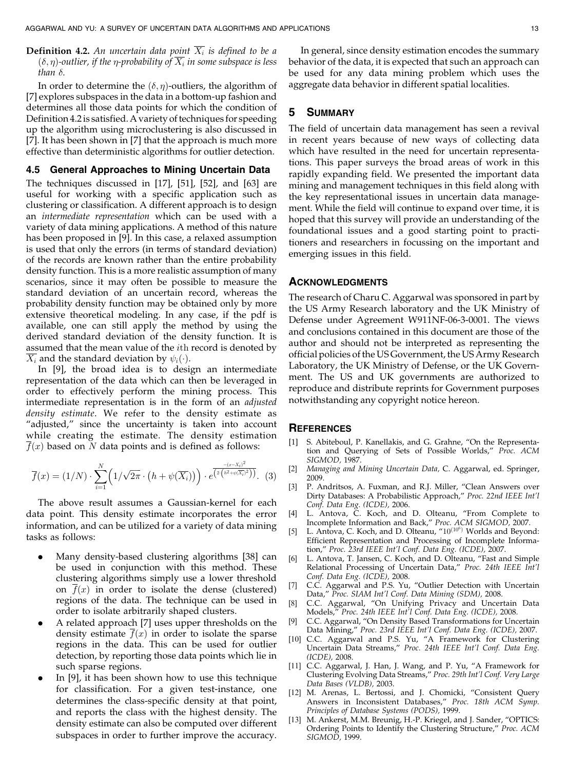**Definition 4.2.** *An uncertain data point $\overline{X_i}$ is defined to be a $(\delta, \eta)$-outlier, if the $\eta$-probability of $\overline{X_i}$ in some subspace is less than $\delta$.*

In order to determine the $(\delta, \eta)$-outliers, the algorithm of [7] explores subspaces in the data in a bottom-up fashion and determines all those data points for which the condition of Definition 4.2 is satisfied. A variety of techniques for speeding up the algorithm using microclustering is also discussed in [7]. It has been shown in [7] that the approach is much more effective than deterministic algorithms for outlier detection.

### 4.5 General Approaches to Mining Uncertain Data

The techniques discussed in [17], [51], [52], and [63] are useful for working with a specific application such as clustering or classification. A different approach is to design an *intermediate representation* which can be used with a variety of data mining applications. A method of this nature has been proposed in [9]. In this case, a relaxed assumption is used that only the errors (in terms of standard deviation) of the records are known rather than the entire probability density function. This is a more realistic assumption of many scenarios, since it may often be possible to measure the standard deviation of an uncertain record, whereas the probability density function may be obtained only by more extensive theoretical modeling. In any case, if the pdf is available, one can still apply the method by using the derived standard deviation of the density function. It is assumed that the mean value of the $i$th record is denoted by $\overline{X_i}$ and the standard deviation by $\psi_i(\cdot)$.

In [9], the broad idea is to design an intermediate representation of the data which can then be leveraged in order to effectively perform the mining process. This intermediate representation is in the form of an *adjusted density estimate*. We refer to the density estimate as "adjusted," since the uncertainty is taken into account while creating the estimate. The density estimation $\overline{f}(x)$ based on $N$ data points and is defined as follows:

$$\overline{f}(x) = (1/N) \cdot \sum_{i=1}^{N} \Big( 1/\sqrt{2\pi} \cdot \big( h + \psi(\overline{X_i}) \big) \Big) \cdot e^{\frac{-(x-\overline{X_i})^2}{\left(2\cdot\left(h^2+\psi(\overline{X_i})^2\right)\right)}}. \quad (3)$$

The above result assumes a Gaussian-kernel for each data point. This density estimate incorporates the error information, and can be utilized for a variety of data mining tasks as follows:

- Many density-based clustering algorithms [38] can be used in conjunction with this method. These clustering algorithms simply use a lower threshold on $\overline{f}(x)$ in order to isolate the dense (clustered) regions of the data. The technique can be used in order to isolate arbitrarily shaped clusters.
- A related approach [7] uses upper thresholds on the density estimate $\overline{f}(x)$ in order to isolate the sparse regions in the data. This can be used for outlier detection, by reporting those data points which lie in such sparse regions.
- In [9], it has been shown how to use this technique for classification. For a given test-instance, one determines the class-specific density at that point, and reports the class with the highest density. The density estimate can also be computed over different subspaces in order to further improve the accuracy.

In general, since density estimation encodes the summary behavior of the data, it is expected that such an approach can be used for any data mining problem which uses the aggregate data behavior in different spatial localities.

## 5 Summary

The field of uncertain data management has seen a revival in recent years because of new ways of collecting data which have resulted in the need for uncertain representations. This paper surveys the broad areas of work in this rapidly expanding field. We presented the important data mining and management techniques in this field along with the key representational issues in uncertain data management. While the field will continue to expand over time, it is hoped that this survey will provide an understanding of the foundational issues and a good starting point to practitioners and researchers in focussing on the important and emerging issues in this field.

## Acknowledgments

The research of Charu C. Aggarwal was sponsored in part by the US Army Research laboratory and the UK Ministry of Defense under Agreement W911NF-06-3-0001. The views and conclusions contained in this document are those of the author and should not be interpreted as representing the official policies of the US Government, the US Army Research Laboratory, the UK Ministry of Defense, or the UK Government. The US and UK governments are authorized to reproduce and distribute reprints for Government purposes notwithstanding any copyright notice hereon.

## References

[1] S. Abiteboul, P. Kanellakis, and G. Grahne, "On the Representation and Querying of Sets of Possible Worlds," *Proc. ACM SIGMOD,* 1987.

[2] *Managing and Mining Uncertain Data,* C. Aggarwal, ed. Springer, 2009.

[3] P. Andritsos, A. Fuxman, and R.J. Miller, "Clean Answers over Dirty Databases: A Probabilistic Approach," *Proc. 22nd IEEE Int'l Conf. Data Eng. (ICDE),* 2006.

[4] L. Antova, C. Koch, and D. Olteanu, "From Complete to Incomplete Information and Back," *Proc. ACM SIGMOD,* 2007.

[5] L. Antova, C. Koch, and D. Olteanu, "$10^{(10^6)}$ Worlds and Beyond: Efficient Representation and Processing of Incomplete Information," *Proc. 23rd IEEE Int'l Conf. Data Eng. (ICDE),* 2007.

[6] L. Antova, T. Jansen, C. Koch, and D. Olteanu, "Fast and Simple Relational Processing of Uncertain Data," *Proc. 24th IEEE Int'l Conf. Data Eng. (ICDE),* 2008.

[7] C.C. Aggarwal and P.S. Yu, "Outlier Detection with Uncertain Data," *Proc. SIAM Int'l Conf. Data Mining (SDM),* 2008.

[8] C.C. Aggarwal, "On Unifying Privacy and Uncertain Data Models," *Proc. 24th IEEE Int'l Conf. Data Eng. (ICDE),* 2008.

[9] C.C. Aggarwal, "On Density Based Transformations for Uncertain Data Mining," *Proc. 23rd IEEE Int'l Conf. Data Eng. (ICDE),* 2007.

[10] C.C. Aggarwal and P.S. Yu, "A Framework for Clustering Uncertain Data Streams," *Proc. 24th IEEE Int'l Conf. Data Eng. (ICDE),* 2008.

[11] C.C. Aggarwal, J. Han, J. Wang, and P. Yu, "A Framework for Clustering Evolving Data Streams," *Proc. 29th Int'l Conf. Very Large Data Bases (VLDB),* 2003.

[12] M. Arenas, L. Bertossi, and J. Chomicki, "Consistent Query Answers in Inconsistent Databases," *Proc. 18th ACM Symp. Principles of Database Systems (PODS),* 1999.

[13] M. Ankerst, M.M. Breunig, H.-P. Kriegel, and J. Sander, "OPTICS: Ordering Points to Identify the Clustering Structure," *Proc. ACM SIGMOD,* 1999.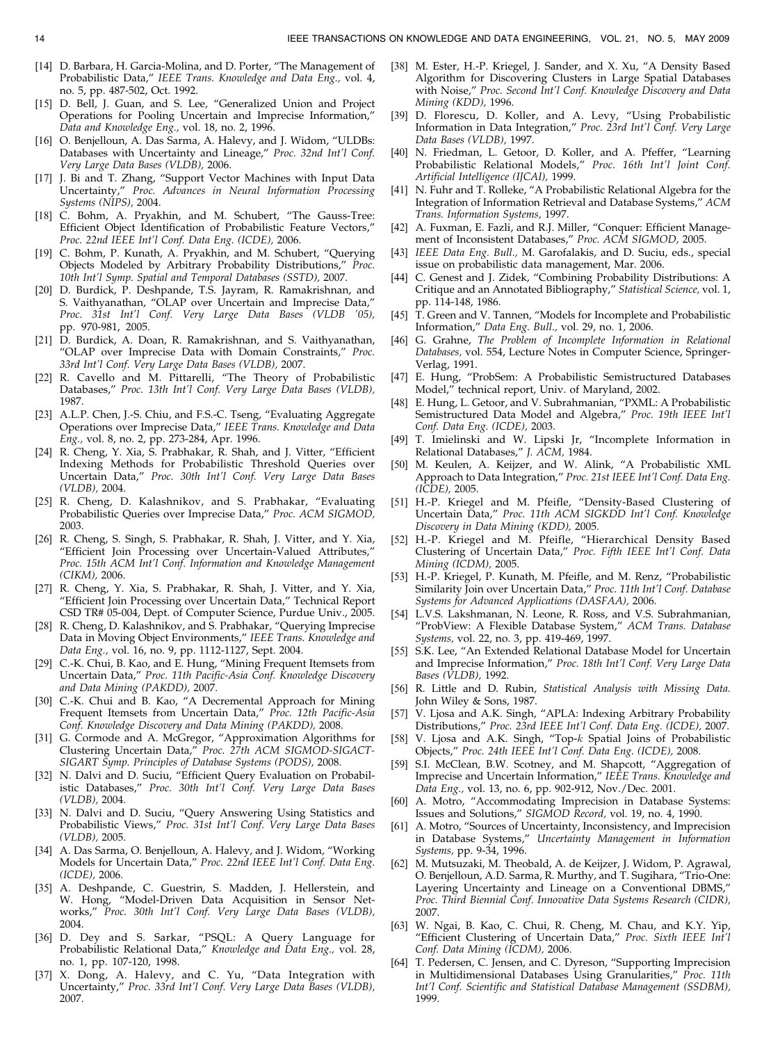[14] D. Barbara, H. Garcia-Molina, and D. Porter, "The Management of Probabilistic Data," *IEEE Trans. Knowledge and Data Eng.*, vol. 4, no. 5, pp. 487-502, Oct. 1992.

[15] D. Bell, J. Guan, and S. Lee, "Generalized Union and Project Operations for Pooling Uncertain and Imprecise Information," *Data and Knowledge Eng.*, vol. 18, no. 2, 1996.

[16] O. Benjelloun, A. Das Sarma, A. Halevy, and J. Widom, "ULDBs: Databases with Uncertainty and Lineage," *Proc. 32nd Int'l Conf. Very Large Data Bases (VLDB)*, 2006.

[17] J. Bi and T. Zhang, "Support Vector Machines with Input Data Uncertainty," *Proc. Advances in Neural Information Processing Systems (NIPS)*, 2004.

[18] C. Bohm, A. Pryakhin, and M. Schubert, "The Gauss-Tree: Efficient Object Identification of Probabilistic Feature Vectors," *Proc. 22nd IEEE Int'l Conf. Data Eng. (ICDE)*, 2006.

[19] C. Bohm, P. Kunath, A. Pryakhin, and M. Schubert, "Querying Objects Modeled by Arbitrary Probability Distributions," *Proc. 10th Int'l Symp. Spatial and Temporal Databases (SSTD)*, 2007.

[20] D. Burdick, P. Deshpande, T.S. Jayram, R. Ramakrishnan, and S. Vaithyanathan, "OLAP over Uncertain and Imprecise Data," *Proc. 31st Int'l Conf. Very Large Data Bases (VLDB '05)*, pp. 970-981, 2005.

[21] D. Burdick, A. Doan, R. Ramakrishnan, and S. Vaithyanathan, "OLAP over Imprecise Data with Domain Constraints," *Proc. 33rd Int'l Conf. Very Large Data Bases (VLDB)*, 2007.

[22] R. Cavello and M. Pittarelli, "The Theory of Probabilistic Databases," *Proc. 13th Int'l Conf. Very Large Data Bases (VLDB)*, 1987.

[23] A.L.P. Chen, J.-S. Chiu, and F.S.-C. Tseng, "Evaluating Aggregate Operations over Imprecise Data," *IEEE Trans. Knowledge and Data Eng.*, vol. 8, no. 2, pp. 273-284, Apr. 1996.

[24] R. Cheng, Y. Xia, S. Prabhakar, R. Shah, and J. Vitter, "Efficient Indexing Methods for Probabilistic Threshold Queries over Uncertain Data," *Proc. 30th Int'l Conf. Very Large Data Bases (VLDB)*, 2004.

[25] R. Cheng, D. Kalashnikov, and S. Prabhakar, "Evaluating Probabilistic Queries over Imprecise Data," *Proc. ACM SIGMOD*, 2003.

[26] R. Cheng, S. Singh, S. Prabhakar, R. Shah, J. Vitter, and Y. Xia, "Efficient Join Processing over Uncertain-Valued Attributes," *Proc. 15th ACM Int'l Conf. Information and Knowledge Management (CIKM)*, 2006.

[27] R. Cheng, Y. Xia, S. Prabhakar, R. Shah, J. Vitter, and Y. Xia, "Efficient Join Processing over Uncertain Data," Technical Report CSD TR# 05-004, Dept. of Computer Science, Purdue Univ., 2005.

[28] R. Cheng, D. Kalashnikov, and S. Prabhakar, "Querying Imprecise Data in Moving Object Environments," *IEEE Trans. Knowledge and Data Eng.*, vol. 16, no. 9, pp. 1112-1127, Sept. 2004.

[29] C.-K. Chui, B. Kao, and E. Hung, "Mining Frequent Itemsets from Uncertain Data," *Proc. 11th Pacific-Asia Conf. Knowledge Discovery and Data Mining (PAKDD)*, 2007.

[30] C.-K. Chui and B. Kao, "A Decremental Approach for Mining Frequent Itemsets from Uncertain Data," *Proc. 12th Pacific-Asia Conf. Knowledge Discovery and Data Mining (PAKDD)*, 2008.

[31] G. Cormode and A. McGregor, "Approximation Algorithms for Clustering Uncertain Data," *Proc. 27th ACM SIGMOD-SIGACT-SIGART Symp. Principles of Database Systems (PODS)*, 2008.

[32] N. Dalvi and D. Suciu, "Efficient Query Evaluation on Probabilistic Databases," *Proc. 30th Int'l Conf. Very Large Data Bases (VLDB)*, 2004.

[33] N. Dalvi and D. Suciu, "Query Answering Using Statistics and Probabilistic Views," *Proc. 31st Int'l Conf. Very Large Data Bases (VLDB)*, 2005.

[34] A. Das Sarma, O. Benjelloun, A. Halevy, and J. Widom, "Working Models for Uncertain Data," *Proc. 22nd IEEE Int'l Conf. Data Eng. (ICDE)*, 2006.

[35] A. Deshpande, C. Guestrin, S. Madden, J. Hellerstein, and W. Hong, "Model-Driven Data Acquisition in Sensor Networks," *Proc. 30th Int'l Conf. Very Large Data Bases (VLDB)*, 2004.

[36] D. Dey and S. Sarkar, "PSQL: A Query Language for Probabilistic Relational Data," *Knowledge and Data Eng.*, vol. 28, no. 1, pp. 107-120, 1998.

[37] X. Dong, A. Halevy, and C. Yu, "Data Integration with Uncertainty," *Proc. 33rd Int'l Conf. Very Large Data Bases (VLDB)*, 2007.

[38] M. Ester, H.-P. Kriegel, J. Sander, and X. Xu, "A Density Based Algorithm for Discovering Clusters in Large Spatial Databases with Noise," *Proc. Second Int'l Conf. Knowledge Discovery and Data Mining (KDD)*, 1996.

[39] D. Florescu, D. Koller, and A. Levy, "Using Probabilistic Information in Data Integration," *Proc. 23rd Int'l Conf. Very Large Data Bases (VLDB)*, 1997.

[40] N. Friedman, L. Getoor, D. Koller, and A. Pfeffer, "Learning Probabilistic Relational Models," *Proc. 16th Int'l Joint Conf. Artificial Intelligence (IJCAI)*, 1999.

[41] N. Fuhr and T. Rolleke, "A Probabilistic Relational Algebra for the Integration of Information Retrieval and Database Systems," *ACM Trans. Information Systems*, 1997.

[42] A. Fuxman, E. Fazli, and R.J. Miller, "Conquer: Efficient Management of Inconsistent Databases," *Proc. ACM SIGMOD*, 2005.

[43] *IEEE Data Eng. Bull.*, M. Garofalakis, and D. Suciu, eds., special issue on probabilistic data management, Mar. 2006.

[44] C. Genest and J. Zidek, "Combining Probability Distributions: A Critique and an Annotated Bibliography," *Statistical Science*, vol. 1, pp. 114-148, 1986.

[45] T. Green and V. Tannen, "Models for Incomplete and Probabilistic Information," *Data Eng. Bull.*, vol. 29, no. 1, 2006.

[46] G. Grahne, *The Problem of Incomplete Information in Relational Databases*, vol. 554, Lecture Notes in Computer Science, Springer-Verlag, 1991.

[47] E. Hung, "ProbSem: A Probabilistic Semistructured Databases Model," technical report, Univ. of Maryland, 2002.

[48] E. Hung, L. Getoor, and V. Subrahmanian, "PXML: A Probabilistic Semistructured Data Model and Algebra," *Proc. 19th IEEE Int'l Conf. Data Eng. (ICDE)*, 2003.

[49] T. Imielinski and W. Lipski Jr, "Incomplete Information in Relational Databases," *J. ACM*, 1984.

[50] M. Keulen, A. Keijzer, and W. Alink, "A Probabilistic XML Approach to Data Integration," *Proc. 21st IEEE Int'l Conf. Data Eng. (ICDE)*, 2005.

[51] H.-P. Kriegel and M. Pfeifle, "Density-Based Clustering of Uncertain Data," *Proc. 11th ACM SIGKDD Int'l Conf. Knowledge Discovery in Data Mining (KDD)*, 2005.

[52] H.-P. Kriegel and M. Pfeifle, "Hierarchical Density Based Clustering of Uncertain Data," *Proc. Fifth IEEE Int'l Conf. Data Mining (ICDM)*, 2005.

[53] H.-P. Kriegel, P. Kunath, M. Pfeifle, and M. Renz, "Probabilistic Similarity Join over Uncertain Data," *Proc. 11th Int'l Conf. Database Systems for Advanced Applications (DASFAA)*, 2006.

[54] L.V.S. Lakshmanan, N. Leone, R. Ross, and V.S. Subrahmanian, "ProbView: A Flexible Database System," *ACM Trans. Database Systems*, vol. 22, no. 3, pp. 419-469, 1997.

[55] S.K. Lee, "An Extended Relational Database Model for Uncertain and Imprecise Information," *Proc. 18th Int'l Conf. Very Large Data Bases (VLDB)*, 1992.

[56] R. Little and D. Rubin, *Statistical Analysis with Missing Data.* John Wiley & Sons, 1987.

[57] V. Ljosa and A.K. Singh, "APLA: Indexing Arbitrary Probability Distributions," *Proc. 23rd IEEE Int'l Conf. Data Eng. (ICDE)*, 2007.

[58] V. Ljosa and A.K. Singh, "Top-$k$ Spatial Joins of Probabilistic Objects," *Proc. 24th IEEE Int'l Conf. Data Eng. (ICDE)*, 2008.

[59] S.I. McClean, B.W. Scotney, and M. Shapcott, "Aggregation of Imprecise and Uncertain Information," *IEEE Trans. Knowledge and Data Eng.*, vol. 13, no. 6, pp. 902-912, Nov./Dec. 2001.

[60] A. Motro, "Accommodating Imprecision in Database Systems: Issues and Solutions," *SIGMOD Record*, vol. 19, no. 4, 1990.

[61] A. Motro, "Sources of Uncertainty, Inconsistency, and Imprecision in Database Systems," *Uncertainty Management in Information Systems*, pp. 9-34, 1996.

[62] M. Mutsuzaki, M. Theobald, A. de Keijzer, J. Widom, P. Agrawal, O. Benjelloun, A.D. Sarma, R. Murthy, and T. Sugihara, "Trio-One: Layering Uncertainty and Lineage on a Conventional DBMS," *Proc. Third Biennial Conf. Innovative Data Systems Research (CIDR)*, 2007.

[63] W. Ngai, B. Kao, C. Chui, R. Cheng, M. Chau, and K.Y. Yip, "Efficient Clustering of Uncertain Data," *Proc. Sixth IEEE Int'l Conf. Data Mining (ICDM)*, 2006.

[64] T. Pedersen, C. Jensen, and C. Dyreson, "Supporting Imprecision in Multidimensional Databases Using Granularities," *Proc. 11th Int'l Conf. Scientific and Statistical Database Management (SSDBM)*, 1999.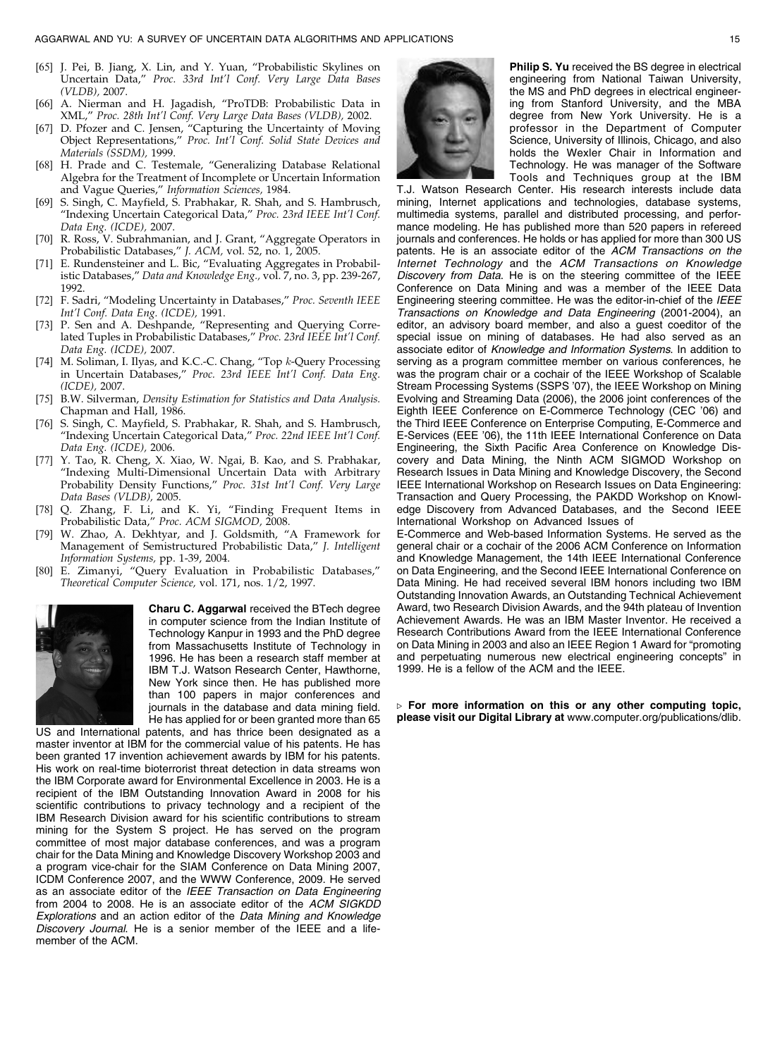[65] J. Pei, B. Jiang, X. Lin, and Y. Yuan, "Probabilistic Skylines on Uncertain Data," *Proc. 33rd Int'l Conf. Very Large Data Bases (VLDB),* 2007.

[66] A. Nierman and H. Jagadish, "ProTDB: Probabilistic Data in XML," *Proc. 28th Int'l Conf. Very Large Data Bases (VLDB),* 2002.

[67] D. Pfozer and C. Jensen, "Capturing the Uncertainty of Moving Object Representations," *Proc. Int'l Conf. Solid State Devices and Materials (SSDM),* 1999.

[68] H. Prade and C. Testemale, "Generalizing Database Relational Algebra for the Treatment of Incomplete or Uncertain Information and Vague Queries," *Information Sciences,* 1984.

[69] S. Singh, C. Mayfield, S. Prabhakar, R. Shah, and S. Hambrusch, "Indexing Uncertain Categorical Data," *Proc. 23rd IEEE Int'l Conf. Data Eng. (ICDE),* 2007.

[70] R. Ross, V. Subrahmanian, and J. Grant, "Aggregate Operators in Probabilistic Databases," *J. ACM,* vol. 52, no. 1, 2005.

[71] E. Rundensteiner and L. Bic, "Evaluating Aggregates in Probabilistic Databases," *Data and Knowledge Eng.,* vol. 7, no. 3, pp. 239-267, 1992.

[72] F. Sadri, "Modeling Uncertainty in Databases," *Proc. Seventh IEEE Int'l Conf. Data Eng. (ICDE),* 1991.

[73] P. Sen and A. Deshpande, "Representing and Querying Correlated Tuples in Probabilistic Databases," *Proc. 23rd IEEE Int'l Conf. Data Eng. (ICDE),* 2007.

[74] M. Soliman, I. Ilyas, and K.C.-C. Chang, "Top *k*-Query Processing in Uncertain Databases," *Proc. 23rd IEEE Int'l Conf. Data Eng. (ICDE),* 2007.

[75] B.W. Silverman, *Density Estimation for Statistics and Data Analysis.* Chapman and Hall, 1986.

[76] S. Singh, C. Mayfield, S. Prabhakar, R. Shah, and S. Hambrusch, "Indexing Uncertain Categorical Data," *Proc. 22nd IEEE Int'l Conf. Data Eng. (ICDE),* 2006.

[77] Y. Tao, R. Cheng, X. Xiao, W. Ngai, B. Kao, and S. Prabhakar, "Indexing Multi-Dimensional Uncertain Data with Arbitrary Probability Density Functions," *Proc. 31st Int'l Conf. Very Large Data Bases (VLDB),* 2005.

[78] Q. Zhang, F. Li, and K. Yi, "Finding Frequent Items in Probabilistic Data," *Proc. ACM SIGMOD,* 2008.

[79] W. Zhao, A. Dekhtyar, and J. Goldsmith, "A Framework for Management of Semistructured Probabilistic Data," *J. Intelligent Information Systems,* pp. 1-39, 2004.

[80] E. Zimanyi, "Query Evaluation in Probabilistic Databases," *Theoretical Computer Science,* vol. 171, nos. 1/2, 1997.

**Charu C. Aggarwal** received the BTech degree in computer science from the Indian Institute of Technology Kanpur in 1993 and the PhD degree from Massachusetts Institute of Technology in 1996. He has been a research staff member at IBM T.J. Watson Research Center, Hawthorne, New York since then. He has published more than 100 papers in major conferences and journals in the database and data mining field. He has applied for or been granted more than 65 US and International patents, and has thrice been designated as a master inventor at IBM for the commercial value of his patents. He has been granted 17 invention achievement awards by IBM for his patents. His work on real-time bioterrorist threat detection in data streams won the IBM Corporate award for Environmental Excellence in 2003. He is a recipient of the IBM Outstanding Innovation Award in 2008 for his scientific contributions to privacy technology and a recipient of the IBM Research Division award for his scientific contributions to stream mining for the System S project. He has served on the program committee of most major database conferences, and was a program chair for the Data Mining and Knowledge Discovery Workshop 2003 and a program vice-chair for the SIAM Conference on Data Mining 2007, ICDM Conference 2007, and the WWW Conference, 2009. He served as an associate editor of the *IEEE Transaction on Data Engineering* from 2004 to 2008. He is an associate editor of the *ACM SIGKDD Explorations* and an action editor of the *Data Mining and Knowledge Discovery Journal*. He is a senior member of the IEEE and a life-member of the ACM.

**Philip S. Yu** received the BS degree in electrical engineering from National Taiwan University, the MS and PhD degrees in electrical engineering from Stanford University, and the MBA degree from New York University. He is a professor in the Department of Computer Science, University of Illinois, Chicago, and also holds the Wexler Chair in Information and Technology. He was manager of the Software Tools and Techniques group at the IBM T.J. Watson Research Center. His research interests include data mining, Internet applications and technologies, database systems, multimedia systems, parallel and distributed processing, and performance modeling. He has published more than 520 papers in refereed journals and conferences. He holds or has applied for more than 300 US patents. He is an associate editor of the *ACM Transactions on the Internet Technology* and the *ACM Transactions on Knowledge Discovery from Data*. He is on the steering committee of the IEEE Conference on Data Mining and was a member of the IEEE Data Engineering steering committee. He was the editor-in-chief of the *IEEE Transactions on Knowledge and Data Engineering* (2001-2004), an editor, an advisory board member, and also a guest coeditor of the special issue on mining of databases. He had also served as an associate editor of *Knowledge and Information Systems*. In addition to serving as a program committee member on various conferences, he was the program chair or a cochair of the IEEE Workshop of Scalable Stream Processing Systems (SSPS '07), the IEEE Workshop on Mining Evolving and Streaming Data (2006), the 2006 joint conferences of the Eighth IEEE Conference on E-Commerce Technology (CEC '06) and the Third IEEE Conference on Enterprise Computing, E-Commerce and E-Services (EEE '06), the 11th IEEE International Conference on Data Engineering, the Sixth Pacific Area Conference on Knowledge Discovery and Data Mining, the Ninth ACM SIGMOD Workshop on Research Issues in Data Mining and Knowledge Discovery, the Second IEEE International Workshop on Research Issues on Data Engineering: Transaction and Query Processing, the PAKDD Workshop on Knowledge Discovery from Advanced Databases, and the Second IEEE International Workshop on Advanced Issues of E-Commerce and Web-based Information Systems. He served as the general chair or a cochair of the 2006 ACM Conference on Information and Knowledge Management, the 14th IEEE International Conference on Data Engineering, and the Second IEEE International Conference on Data Mining. He had received several IBM honors including two IBM Outstanding Innovation Awards, an Outstanding Technical Achievement Award, two Research Division Awards, and the 94th plateau of Invention Achievement Awards. He was an IBM Master Inventor. He received a Research Contributions Award from the IEEE International Conference on Data Mining in 2003 and also an IEEE Region 1 Award for "promoting and perpetuating numerous new electrical engineering concepts" in 1999. He is a fellow of the ACM and the IEEE.

▷ **For more information on this or any other computing topic, please visit our Digital Library at** www.computer.org/publications/dlib.